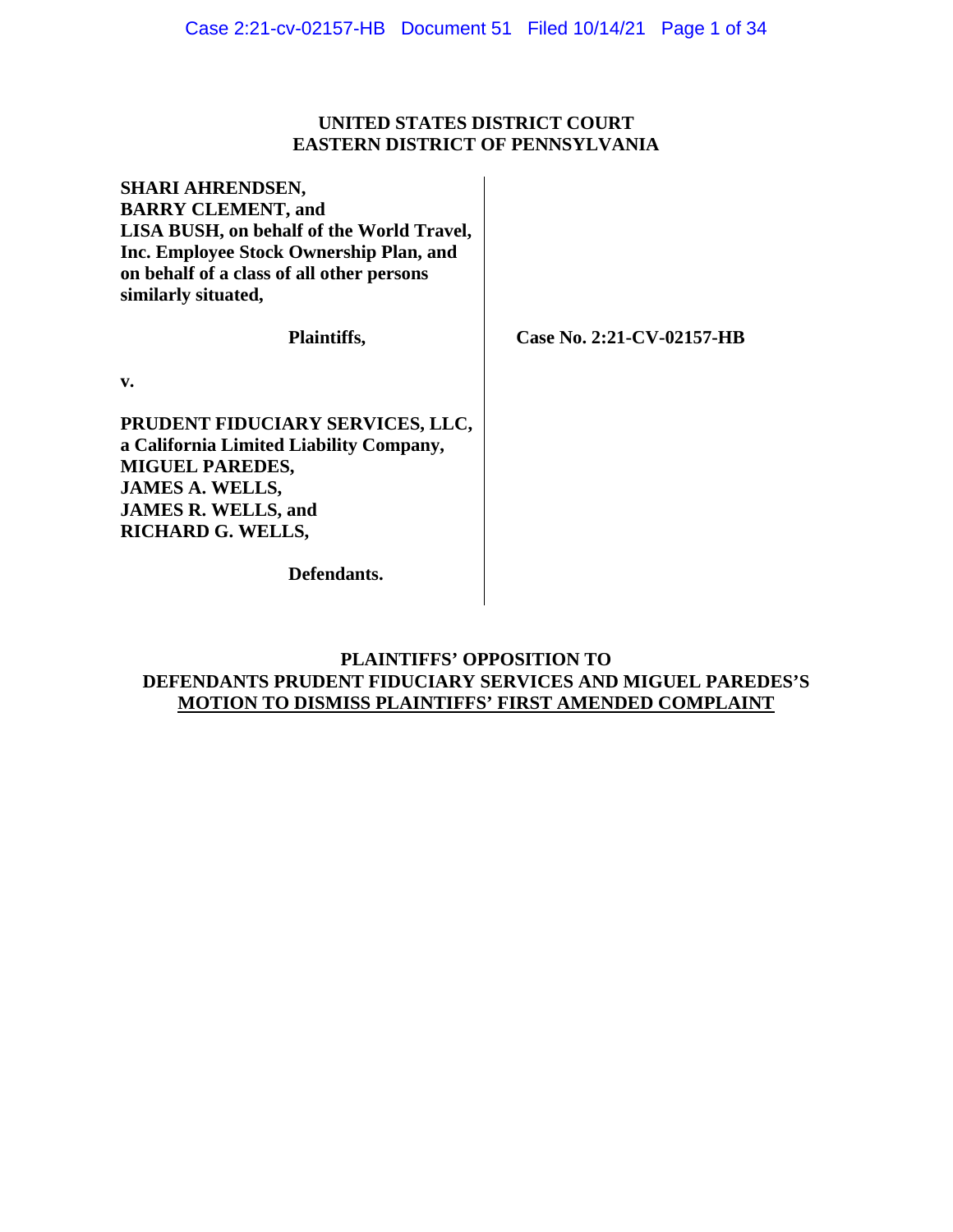**UNITED STATES DISTRICT COURT**
**EASTERN DISTRICT OF PENNSYLVANIA**

| | |
|---|---|
| **SHARI AHRENDSEN, BARRY CLEMENT, and LISA BUSH, on behalf of the World Travel, Inc. Employee Stock Ownership Plan, and on behalf of a class of all other persons similarly situated,** | |
| **Plaintiffs,** | **Case No. 2:21-CV-02157-HB** |
| **v.** | |
| **PRUDENT FIDUCIARY SERVICES, LLC, a California Limited Liability Company, MIGUEL PAREDES, JAMES A. WELLS, JAMES R. WELLS, and RICHARD G. WELLS,** | |
| **Defendants.** | |

**PLAINTIFFS' OPPOSITION TO**
**DEFENDANTS PRUDENT FIDUCIARY SERVICES AND MIGUEL PAREDES'S**
**MOTION TO DISMISS PLAINTIFFS' FIRST AMENDED COMPLAINT**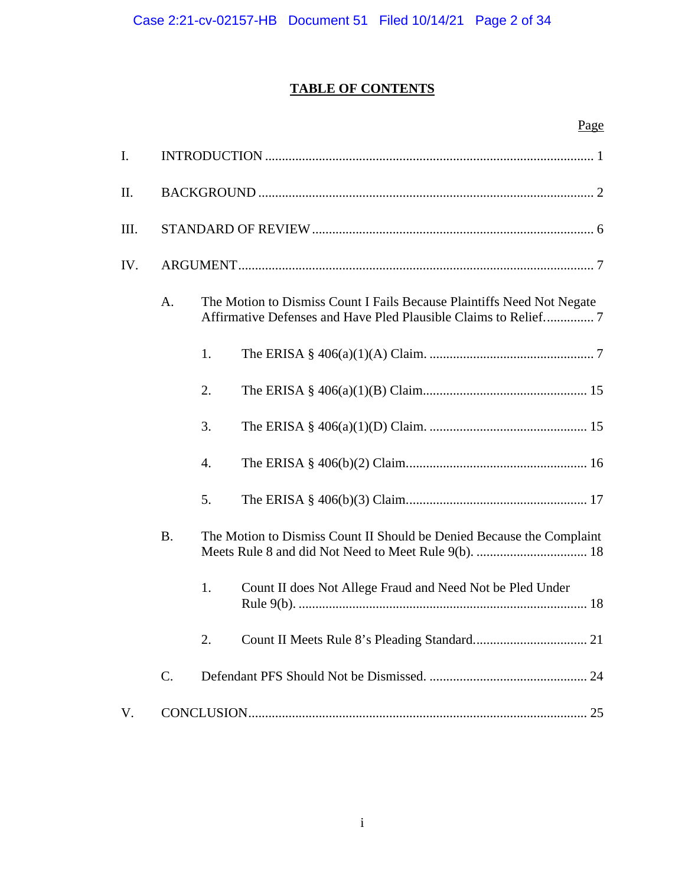# TABLE OF CONTENTS

| | | Page |
|---|---|---|
| I. | INTRODUCTION | 1 |
| II. | BACKGROUND | 2 |
| III. | STANDARD OF REVIEW | 6 |
| IV. | ARGUMENT | 7 |
| | A. The Motion to Dismiss Count I Fails Because Plaintiffs Need Not Negate Affirmative Defenses and Have Pled Plausible Claims to Relief. | 7 |
| | 1. The ERISA § 406(a)(1)(A) Claim. | 7 |
| | 2. The ERISA § 406(a)(1)(B) Claim. | 15 |
| | 3. The ERISA § 406(a)(1)(D) Claim. | 15 |
| | 4. The ERISA § 406(b)(2) Claim. | 16 |
| | 5. The ERISA § 406(b)(3) Claim. | 17 |
| | B. The Motion to Dismiss Count II Should be Denied Because the Complaint Meets Rule 8 and did Not Need to Meet Rule 9(b). | 18 |
| | 1. Count II does Not Allege Fraud and Need Not be Pled Under Rule 9(b). | 18 |
| | 2. Count II Meets Rule 8's Pleading Standard. | 21 |
| | C. Defendant PFS Should Not be Dismissed. | 24 |
| V. | CONCLUSION | 25 |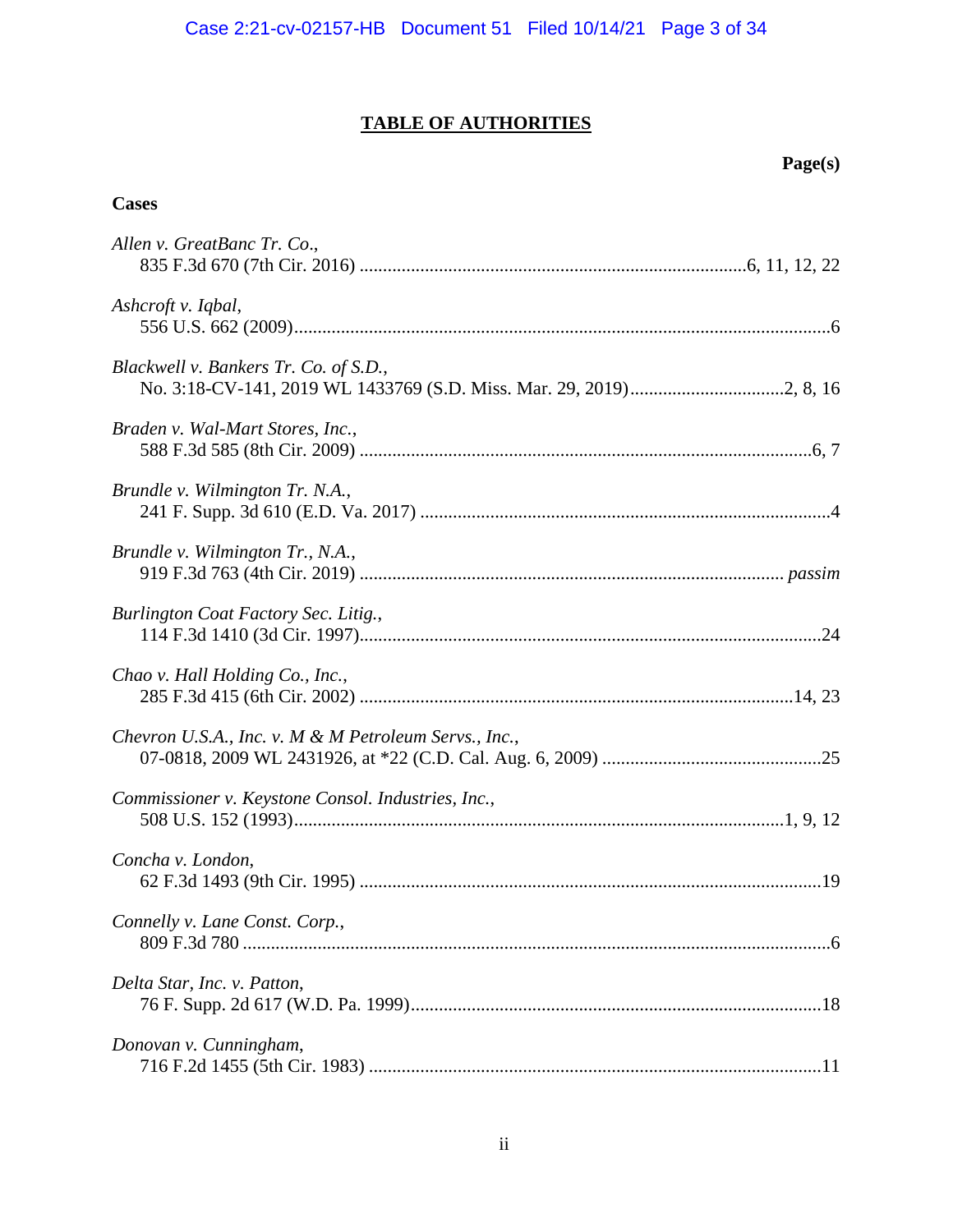# TABLE OF AUTHORITIES

**Page(s)**

**Cases**

*Allen v. GreatBanc Tr. Co.*,
835 F.3d 670 (7th Cir. 2016) .......................................................................................6, 11, 12, 22

*Ashcroft v. Iqbal*,
556 U.S. 662 (2009).......................................................................................................................6

*Blackwell v. Bankers Tr. Co. of S.D.*,
No. 3:18-CV-141, 2019 WL 1433769 (S.D. Miss. Mar. 29, 2019)..................................2, 8, 16

*Braden v. Wal-Mart Stores, Inc.*,
588 F.3d 585 (8th Cir. 2009) ......................................................................................................6, 7

*Brundle v. Wilmington Tr. N.A.*,
241 F. Supp. 3d 610 (E.D. Va. 2017) ...........................................................................................4

*Brundle v. Wilmington Tr., N.A.*,
919 F.3d 763 (4th Cir. 2019) ............................................................................................ *passim*

*Burlington Coat Factory Sec. Litig.*,
114 F.3d 1410 (3d Cir. 1997).......................................................................................................24

*Chao v. Hall Holding Co., Inc.*,
285 F.3d 415 (6th Cir. 2002) ..................................................................................................14, 23

*Chevron U.S.A., Inc. v. M & M Petroleum Servs., Inc.*,
07-0818, 2009 WL 2431926, at *22 (C.D. Cal. Aug. 6, 2009) ..................................................25

*Commissioner v. Keystone Consol. Industries, Inc.*,
508 U.S. 152 (1993)..............................................................................................................1, 9, 12

*Concha v. London*,
62 F.3d 1493 (9th Cir. 1995) ........................................................................................................19

*Connelly v. Lane Const. Corp.*,
809 F.3d 780 ....................................................................................................................................6

*Delta Star, Inc. v. Patton*,
76 F. Supp. 2d 617 (W.D. Pa. 1999)............................................................................................18

*Donovan v. Cunningham*,
716 F.2d 1455 (5th Cir. 1983) ......................................................................................................11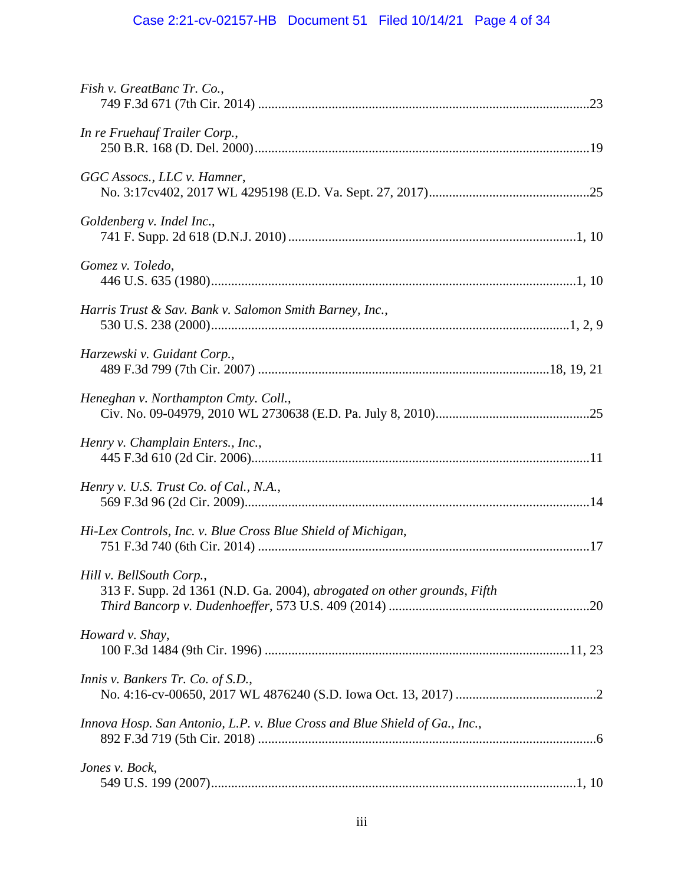*Fish v. GreatBanc Tr. Co.*,
749 F.3d 671 (7th Cir. 2014) ....................................................................................................23

*In re Fruehauf Trailer Corp.*,
250 B.R. 168 (D. Del. 2000)....................................................................................................19

*GGC Assocs., LLC v. Hamner*,
No. 3:17cv402, 2017 WL 4295198 (E.D. Va. Sept. 27, 2017)................................................25

*Goldenberg v. Indel Inc.*,
741 F. Supp. 2d 618 (D.N.J. 2010) ......................................................................................1, 10

*Gomez v. Toledo*,
446 U.S. 635 (1980)..............................................................................................................1, 10

*Harris Trust & Sav. Bank v. Salomon Smith Barney, Inc.*,
530 U.S. 238 (2000)...........................................................................................................1, 2, 9

*Harzewski v. Guidant Corp.*,
489 F.3d 799 (7th Cir. 2007) .......................................................................................18, 19, 21

*Heneghan v. Northampton Cmty. Coll.*,
Civ. No. 09-04979, 2010 WL 2730638 (E.D. Pa. July 8, 2010)..............................................25

*Henry v. Champlain Enters., Inc.*,
445 F.3d 610 (2d Cir. 2006).....................................................................................................11

*Henry v. U.S. Trust Co. of Cal., N.A.*,
569 F.3d 96 (2d Cir. 2009).......................................................................................................14

*Hi-Lex Controls, Inc. v. Blue Cross Blue Shield of Michigan*,
751 F.3d 740 (6th Cir. 2014) ...................................................................................................17

*Hill v. BellSouth Corp.*,
313 F. Supp. 2d 1361 (N.D. Ga. 2004), *abrogated on other grounds*, *Fifth Third Bancorp v. Dudenhoeffer*, 573 U.S. 409 (2014) ............................................................20

*Howard v. Shay*,
100 F.3d 1484 (9th Cir. 1996) ...........................................................................................11, 23

*Innis v. Bankers Tr. Co. of S.D.*,
No. 4:16-cv-00650, 2017 WL 4876240 (S.D. Iowa Oct. 13, 2017) ..........................................2

*Innova Hosp. San Antonio, L.P. v. Blue Cross and Blue Shield of Ga., Inc.*,
892 F.3d 719 (5th Cir. 2018) .....................................................................................................6

*Jones v. Bock*,
549 U.S. 199 (2007)............................................................................................................1, 10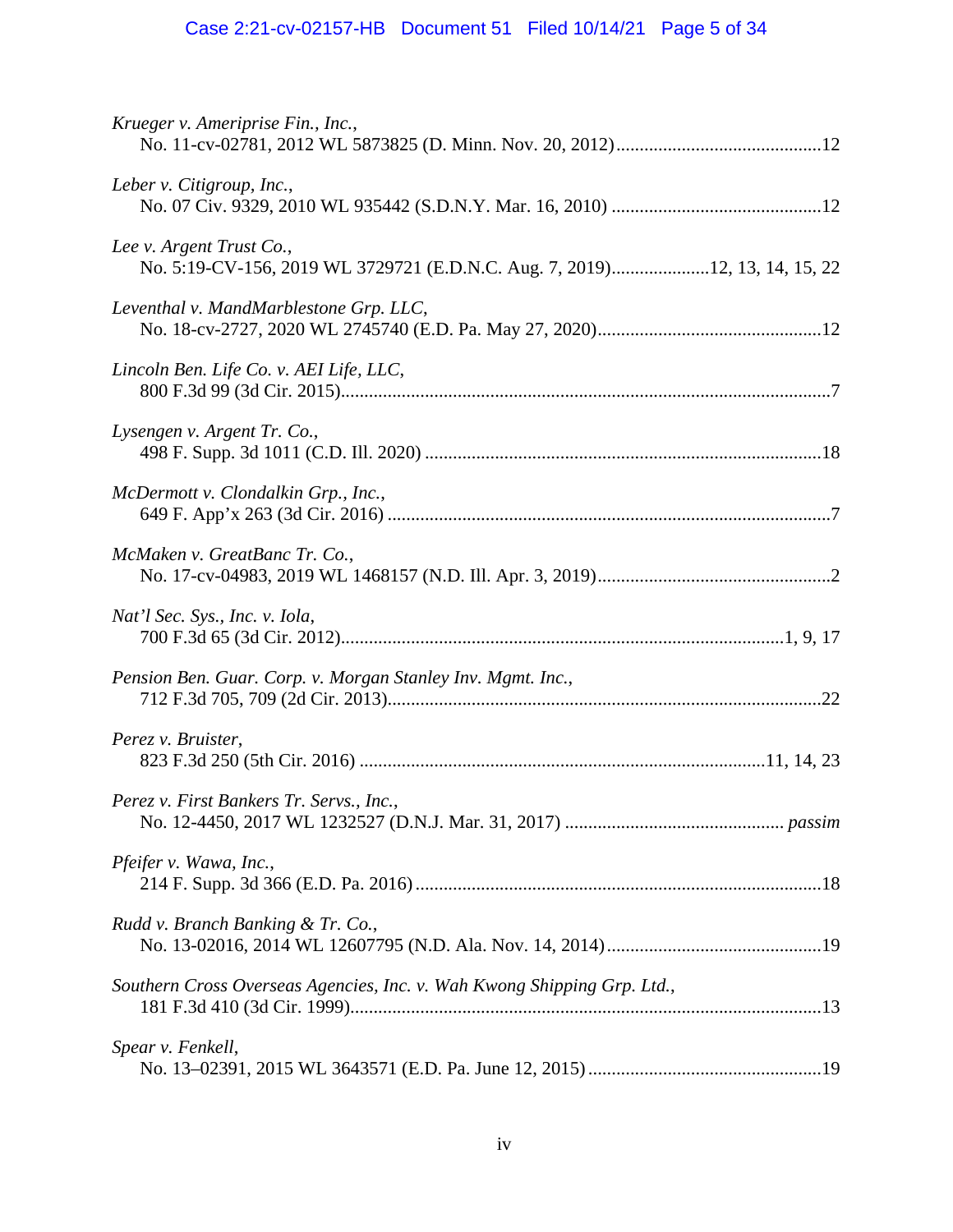*Krueger v. Ameriprise Fin., Inc.*,
No. 11-cv-02781, 2012 WL 5873825 (D. Minn. Nov. 20, 2012)............................................12

*Leber v. Citigroup, Inc.*,
No. 07 Civ. 9329, 2010 WL 935442 (S.D.N.Y. Mar. 16, 2010) .............................................12

*Lee v. Argent Trust Co.*,
No. 5:19-CV-156, 2019 WL 3729721 (E.D.N.C. Aug. 7, 2019).....................12, 13, 14, 15, 22

*Leventhal v. MandMarblestone Grp. LLC*,
No. 18-cv-2727, 2020 WL 2745740 (E.D. Pa. May 27, 2020)................................................12

*Lincoln Ben. Life Co. v. AEI Life, LLC*,
800 F.3d 99 (3d Cir. 2015)..........................................................................................................7

*Lysengen v. Argent Tr. Co.*,
498 F. Supp. 3d 1011 (C.D. Ill. 2020) .....................................................................................18

*McDermott v. Clondalkin Grp., Inc.*,
649 F. App'x 263 (3d Cir. 2016) ...............................................................................................7

*McMaken v. GreatBanc Tr. Co.*,
No. 17-cv-04983, 2019 WL 1468157 (N.D. Ill. Apr. 3, 2019)..................................................2

*Nat'l Sec. Sys., Inc. v. Iola*,
700 F.3d 65 (3d Cir. 2012)...............................................................................................1, 9, 17

*Pension Ben. Guar. Corp. v. Morgan Stanley Inv. Mgmt. Inc.*,
712 F.3d 705, 709 (2d Cir. 2013)............................................................................................22

*Perez v. Bruister*,
823 F.3d 250 (5th Cir. 2016) ......................................................................................11, 14, 23

*Perez v. First Bankers Tr. Servs., Inc.*,
No. 12-4450, 2017 WL 1232527 (D.N.J. Mar. 31, 2017) .............................................. *passim*

*Pfeifer v. Wawa, Inc.*,
214 F. Supp. 3d 366 (E.D. Pa. 2016) .......................................................................................18

*Rudd v. Branch Banking & Tr. Co.*,
No. 13-02016, 2014 WL 12607795 (N.D. Ala. Nov. 14, 2014)..............................................19

*Southern Cross Overseas Agencies, Inc. v. Wah Kwong Shipping Grp. Ltd.*,
181 F.3d 410 (3d Cir. 1999).....................................................................................................13

*Spear v. Fenkell*,
No. 13–02391, 2015 WL 3643571 (E.D. Pa. June 12, 2015) ..................................................19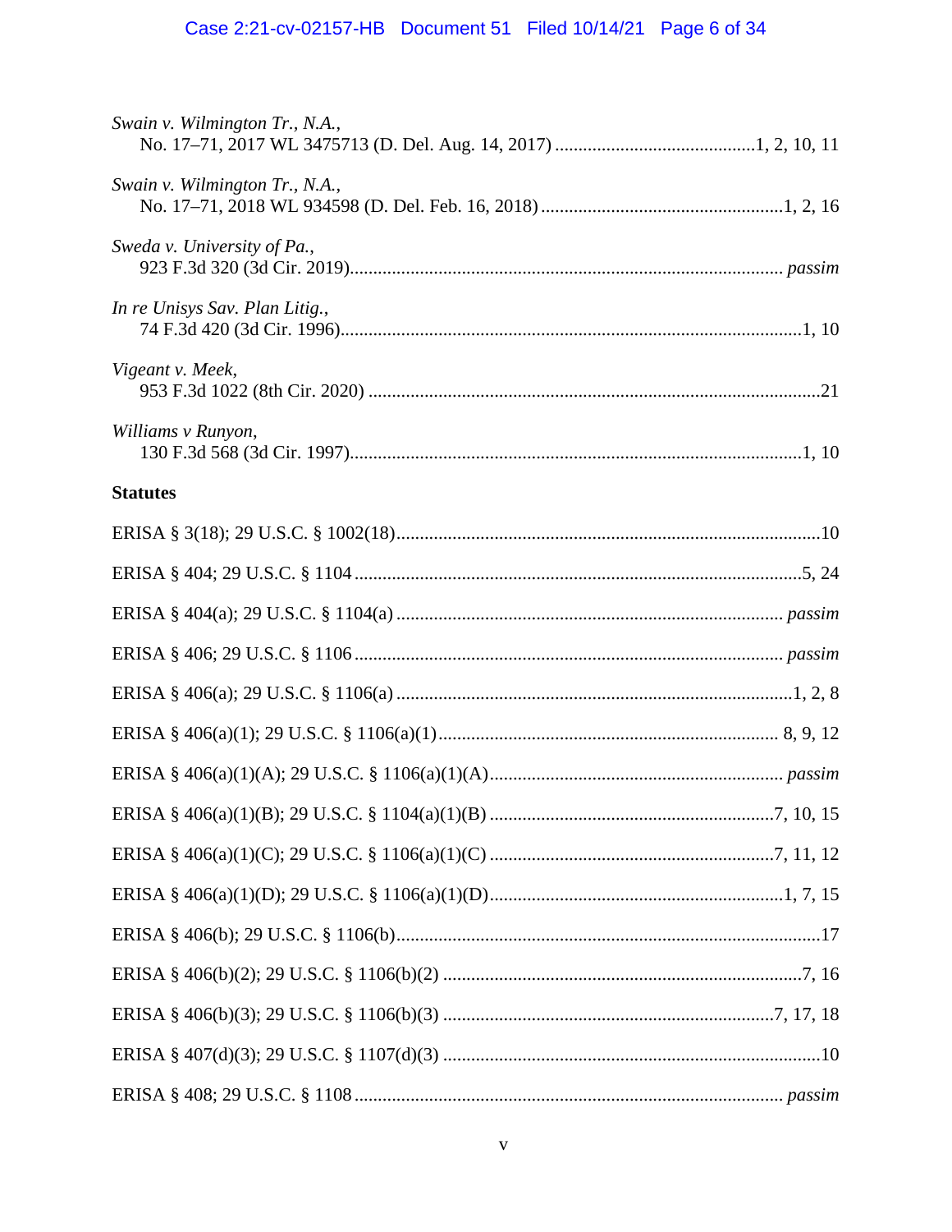*Swain v. Wilmington Tr., N.A.*,
No. 17–71, 2017 WL 3475713 (D. Del. Aug. 14, 2017) ............................................1, 2, 10, 11

*Swain v. Wilmington Tr., N.A.*,
No. 17–71, 2018 WL 934598 (D. Del. Feb. 16, 2018) ....................................................1, 2, 16

*Sweda v. University of Pa.*,
923 F.3d 320 (3d Cir. 2019)............................................................................................ *passim*

*In re Unisys Sav. Plan Litig.*,
74 F.3d 420 (3d Cir. 1996)..................................................................................................1, 10

*Vigeant v. Meek*,
953 F.3d 1022 (8th Cir. 2020) ................................................................................................21

*Williams v Runyon*,
130 F.3d 568 (3d Cir. 1997).................................................................................................1, 10

**Statutes**

ERISA § 3(18); 29 U.S.C. § 1002(18)..........................................................................................10

ERISA § 404; 29 U.S.C. § 1104 ................................................................................................5, 24

ERISA § 404(a); 29 U.S.C. § 1104(a) .................................................................................. *passim*

ERISA § 406; 29 U.S.C. § 1106 ........................................................................................... *passim*

ERISA § 406(a); 29 U.S.C. § 1106(a) .....................................................................................1, 2, 8

ERISA § 406(a)(1); 29 U.S.C. § 1106(a)(1)........................................................................ 8, 9, 12

ERISA § 406(a)(1)(A); 29 U.S.C. § 1106(a)(1)(A).............................................................. *passim*

ERISA § 406(a)(1)(B); 29 U.S.C. § 1104(a)(1)(B) ............................................................7, 10, 15

ERISA § 406(a)(1)(C); 29 U.S.C. § 1106(a)(1)(C) ............................................................7, 11, 12

ERISA § 406(a)(1)(D); 29 U.S.C. § 1106(a)(1)(D)..............................................................1, 7, 15

ERISA § 406(b); 29 U.S.C. § 1106(b)..........................................................................................17

ERISA § 406(b)(2); 29 U.S.C. § 1106(b)(2) ............................................................................7, 16

ERISA § 406(b)(3); 29 U.S.C. § 1106(b)(3) ......................................................................7, 17, 18

ERISA § 407(d)(3); 29 U.S.C. § 1107(d)(3) ................................................................................10

ERISA § 408; 29 U.S.C. § 1108 ........................................................................................... *passim*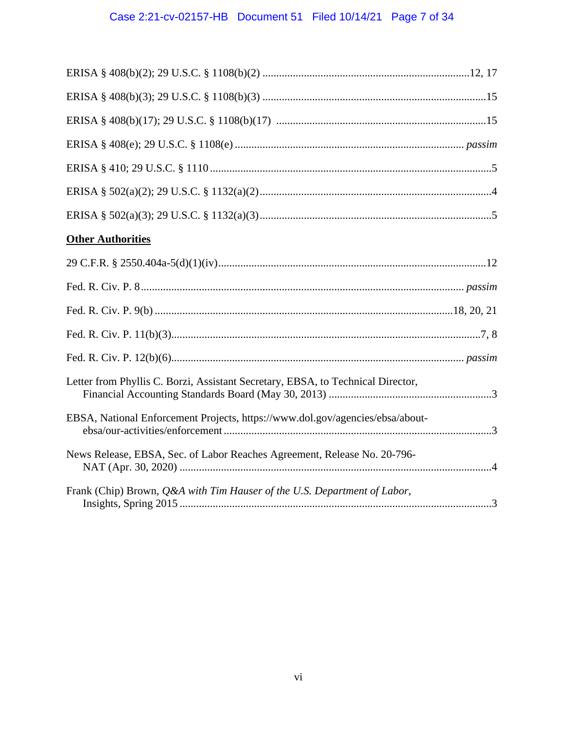ERISA § 408(b)(2); 29 U.S.C. § 1108(b)(2) ....................................................................... 12, 17

ERISA § 408(b)(3); 29 U.S.C. § 1108(b)(3) ............................................................................... 15

ERISA § 408(b)(17); 29 U.S.C. § 1108(b)(17) .......................................................................... 15

ERISA § 408(e); 29 U.S.C. § 1108(e) ................................................................................ *passim*

ERISA § 410; 29 U.S.C. § 1110 ..................................................................................................... 5

ERISA § 502(a)(2); 29 U.S.C. § 1132(a)(2) .................................................................................. 4

ERISA § 502(a)(3); 29 U.S.C. § 1132(a)(3) .................................................................................. 5

**Other Authorities**

29 C.F.R. § 2550.404a-5(d)(1)(iv) ............................................................................................... 12

Fed. R. Civ. P. 8 ................................................................................................................... *passim*

Fed. R. Civ. P. 9(b) ........................................................................................................ 18, 20, 21

Fed. R. Civ. P. 11(b)(3) ............................................................................................................. 7, 8

Fed. R. Civ. P. 12(b)(6) ........................................................................................................ *passim*

Letter from Phyllis C. Borzi, Assistant Secretary, EBSA, to Technical Director, Financial Accounting Standards Board (May 30, 2013) ........................................................... 3

EBSA, National Enforcement Projects, https://www.dol.gov/agencies/ebsa/about-ebsa/our-activities/enforcement ................................................................................................. 3

News Release, EBSA, Sec. of Labor Reaches Agreement, Release No. 20-796-NAT (Apr. 30, 2020) ................................................................................................................ 4

Frank (Chip) Brown, *Q&A with Tim Hauser of the U.S. Department of Labor*, Insights, Spring 2015 ................................................................................................................ 3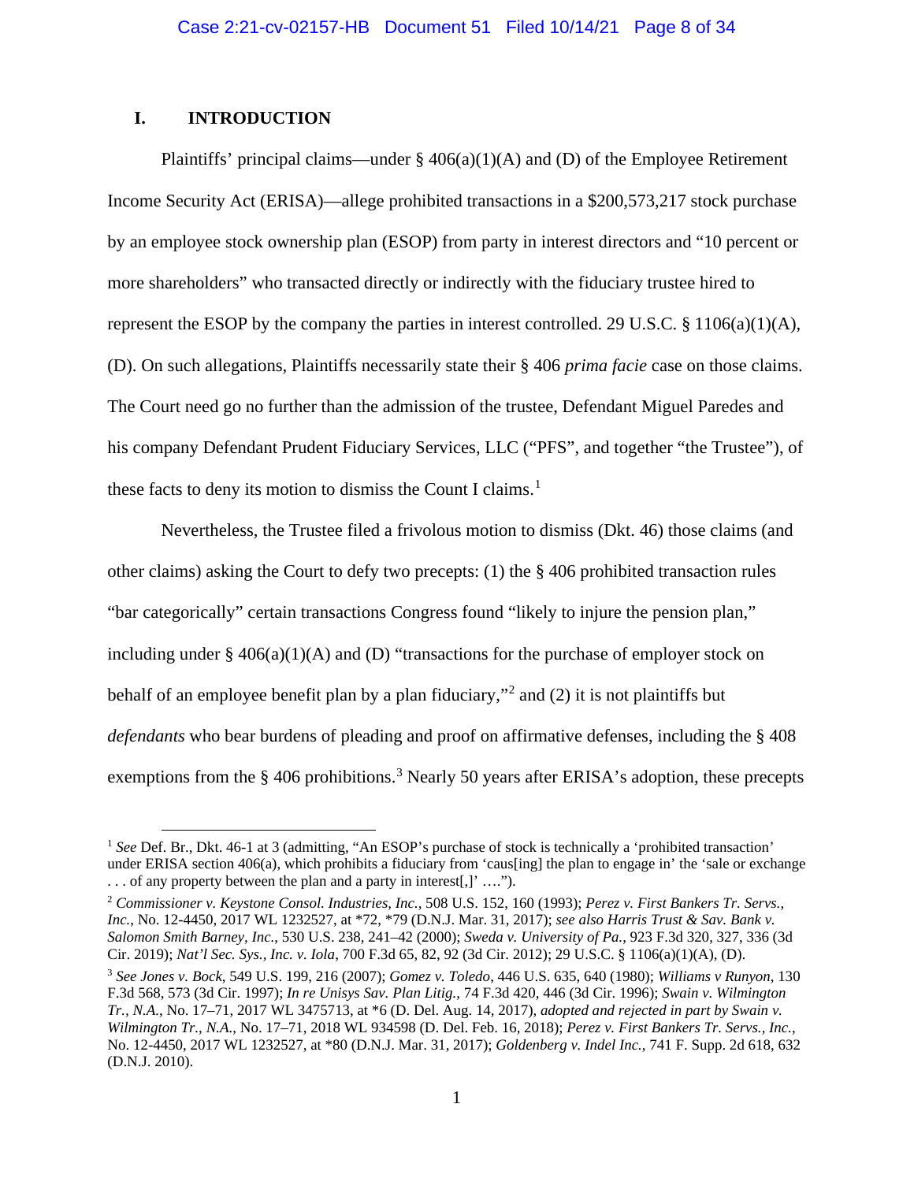## I. INTRODUCTION

Plaintiffs' principal claims—under § 406(a)(1)(A) and (D) of the Employee Retirement Income Security Act (ERISA)—allege prohibited transactions in a $200,573,217 stock purchase by an employee stock ownership plan (ESOP) from party in interest directors and "10 percent or more shareholders" who transacted directly or indirectly with the fiduciary trustee hired to represent the ESOP by the company the parties in interest controlled. 29 U.S.C. § 1106(a)(1)(A), (D). On such allegations, Plaintiffs necessarily state their § 406 *prima facie* case on those claims. The Court need go no further than the admission of the trustee, Defendant Miguel Paredes and his company Defendant Prudent Fiduciary Services, LLC ("PFS", and together "the Trustee"), of these facts to deny its motion to dismiss the Count I claims.[1]

Nevertheless, the Trustee filed a frivolous motion to dismiss (Dkt. 46) those claims (and other claims) asking the Court to defy two precepts: (1) the § 406 prohibited transaction rules "bar categorically" certain transactions Congress found "likely to injure the pension plan," including under § 406(a)(1)(A) and (D) "transactions for the purchase of employer stock on behalf of an employee benefit plan by a plan fiduciary,"[2] and (2) it is not plaintiffs but *defendants* who bear burdens of pleading and proof on affirmative defenses, including the § 408 exemptions from the § 406 prohibitions.[3] Nearly 50 years after ERISA's adoption, these precepts

---

[1] *See* Def. Br., Dkt. 46-1 at 3 (admitting, "An ESOP's purchase of stock is technically a 'prohibited transaction' under ERISA section 406(a), which prohibits a fiduciary from 'caus[ing] the plan to engage in' the 'sale or exchange . . . of any property between the plan and a party in interest[,]' ….").

[2] *Commissioner v. Keystone Consol. Industries, Inc.*, 508 U.S. 152, 160 (1993); *Perez v. First Bankers Tr. Servs., Inc.*, No. 12-4450, 2017 WL 1232527, at *72, *79 (D.N.J. Mar. 31, 2017); *see also Harris Trust & Sav. Bank v. Salomon Smith Barney, Inc.*, 530 U.S. 238, 241–42 (2000); *Sweda v. University of Pa.*, 923 F.3d 320, 327, 336 (3d Cir. 2019); *Nat'l Sec. Sys., Inc. v. Iola*, 700 F.3d 65, 82, 92 (3d Cir. 2012); 29 U.S.C. § 1106(a)(1)(A), (D).

[3] *See Jones v. Bock*, 549 U.S. 199, 216 (2007); *Gomez v. Toledo*, 446 U.S. 635, 640 (1980); *Williams v Runyon*, 130 F.3d 568, 573 (3d Cir. 1997); *In re Unisys Sav. Plan Litig.*, 74 F.3d 420, 446 (3d Cir. 1996); *Swain v. Wilmington Tr., N.A.*, No. 17–71, 2017 WL 3475713, at *6 (D. Del. Aug. 14, 2017), *adopted and rejected in part by Swain v. Wilmington Tr., N.A.*, No. 17–71, 2018 WL 934598 (D. Del. Feb. 16, 2018); *Perez v. First Bankers Tr. Servs., Inc.*, No. 12-4450, 2017 WL 1232527, at *80 (D.N.J. Mar. 31, 2017); *Goldenberg v. Indel Inc.*, 741 F. Supp. 2d 618, 632 (D.N.J. 2010).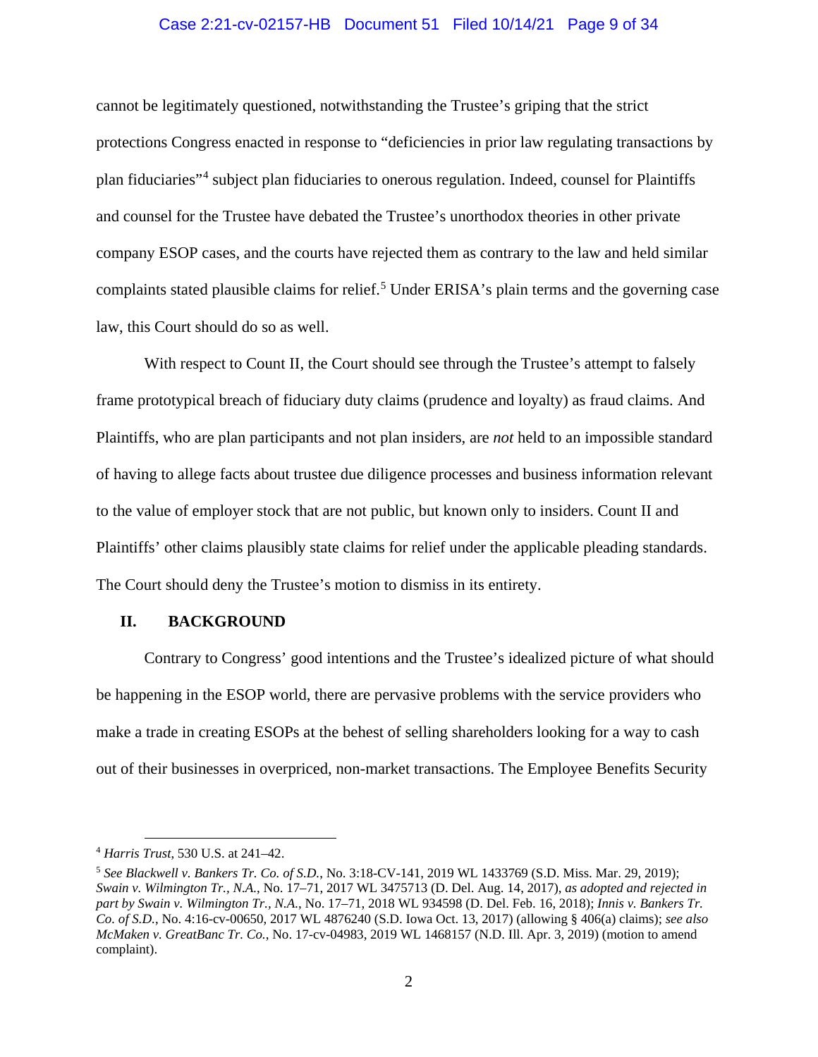cannot be legitimately questioned, notwithstanding the Trustee's griping that the strict protections Congress enacted in response to "deficiencies in prior law regulating transactions by plan fiduciaries"[4] subject plan fiduciaries to onerous regulation. Indeed, counsel for Plaintiffs and counsel for the Trustee have debated the Trustee's unorthodox theories in other private company ESOP cases, and the courts have rejected them as contrary to the law and held similar complaints stated plausible claims for relief.[5] Under ERISA's plain terms and the governing case law, this Court should do so as well.

With respect to Count II, the Court should see through the Trustee's attempt to falsely frame prototypical breach of fiduciary duty claims (prudence and loyalty) as fraud claims. And Plaintiffs, who are plan participants and not plan insiders, are *not* held to an impossible standard of having to allege facts about trustee due diligence processes and business information relevant to the value of employer stock that are not public, but known only to insiders. Count II and Plaintiffs' other claims plausibly state claims for relief under the applicable pleading standards. The Court should deny the Trustee's motion to dismiss in its entirety.

## II. BACKGROUND

Contrary to Congress' good intentions and the Trustee's idealized picture of what should be happening in the ESOP world, there are pervasive problems with the service providers who make a trade in creating ESOPs at the behest of selling shareholders looking for a way to cash out of their businesses in overpriced, non-market transactions. The Employee Benefits Security

---

[4] *Harris Trust*, 530 U.S. at 241–42.

[5] *See Blackwell v. Bankers Tr. Co. of S.D.*, No. 3:18-CV-141, 2019 WL 1433769 (S.D. Miss. Mar. 29, 2019); *Swain v. Wilmington Tr., N.A.*, No. 17–71, 2017 WL 3475713 (D. Del. Aug. 14, 2017), *as adopted and rejected in part by Swain v. Wilmington Tr., N.A.*, No. 17–71, 2018 WL 934598 (D. Del. Feb. 16, 2018); *Innis v. Bankers Tr. Co. of S.D.*, No. 4:16-cv-00650, 2017 WL 4876240 (S.D. Iowa Oct. 13, 2017) (allowing § 406(a) claims); *see also McMaken v. GreatBanc Tr. Co.*, No. 17-cv-04983, 2019 WL 1468157 (N.D. Ill. Apr. 3, 2019) (motion to amend complaint).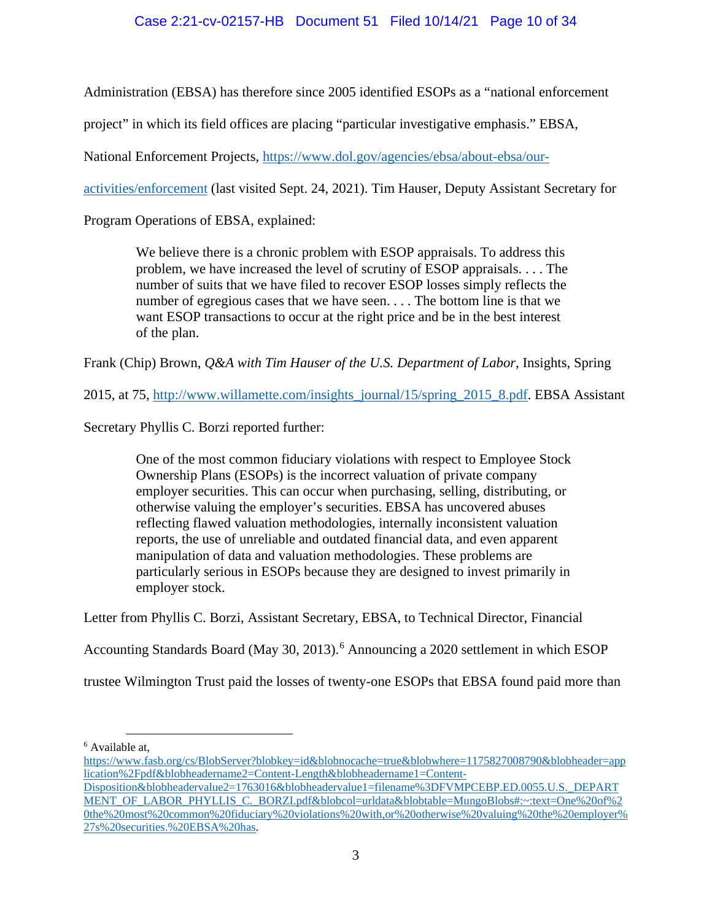Administration (EBSA) has therefore since 2005 identified ESOPs as a "national enforcement project" in which its field offices are placing "particular investigative emphasis." EBSA, National Enforcement Projects, https://www.dol.gov/agencies/ebsa/about-ebsa/our-activities/enforcement (last visited Sept. 24, 2021). Tim Hauser, Deputy Assistant Secretary for Program Operations of EBSA, explained:

> We believe there is a chronic problem with ESOP appraisals. To address this problem, we have increased the level of scrutiny of ESOP appraisals. . . . The number of suits that we have filed to recover ESOP losses simply reflects the number of egregious cases that we have seen. . . . The bottom line is that we want ESOP transactions to occur at the right price and be in the best interest of the plan.

Frank (Chip) Brown, *Q&A with Tim Hauser of the U.S. Department of Labor*, Insights, Spring 2015, at 75, http://www.willamette.com/insights_journal/15/spring_2015_8.pdf. EBSA Assistant Secretary Phyllis C. Borzi reported further:

> One of the most common fiduciary violations with respect to Employee Stock Ownership Plans (ESOPs) is the incorrect valuation of private company employer securities. This can occur when purchasing, selling, distributing, or otherwise valuing the employer's securities. EBSA has uncovered abuses reflecting flawed valuation methodologies, internally inconsistent valuation reports, the use of unreliable and outdated financial data, and even apparent manipulation of data and valuation methodologies. These problems are particularly serious in ESOPs because they are designed to invest primarily in employer stock.

Letter from Phyllis C. Borzi, Assistant Secretary, EBSA, to Technical Director, Financial Accounting Standards Board (May 30, 2013).[6] Announcing a 2020 settlement in which ESOP trustee Wilmington Trust paid the losses of twenty-one ESOPs that EBSA found paid more than

---

[6] Available at, https://www.fasb.org/cs/BlobServer?blobkey=id&blobnocache=true&blobwhere=1175827008790&blobheader=application%2Fpdf&blobheadername2=Content-Length&blobheadername1=Content-Disposition&blobheadervalue2=1763016&blobheadervalue1=filename%3DFVMPCEBP.ED.0055.U.S._DEPARTMENT_OF_LABOR_PHYLLIS_C._BORZI.pdf&blobcol=urldata&blobtable=MungoBlobs#:~:text=One%20of%20the%20most%20common%20fiduciary%20violations%20with,or%20otherwise%20valuing%20the%20employer%27s%20securities.%20EBSA%20has.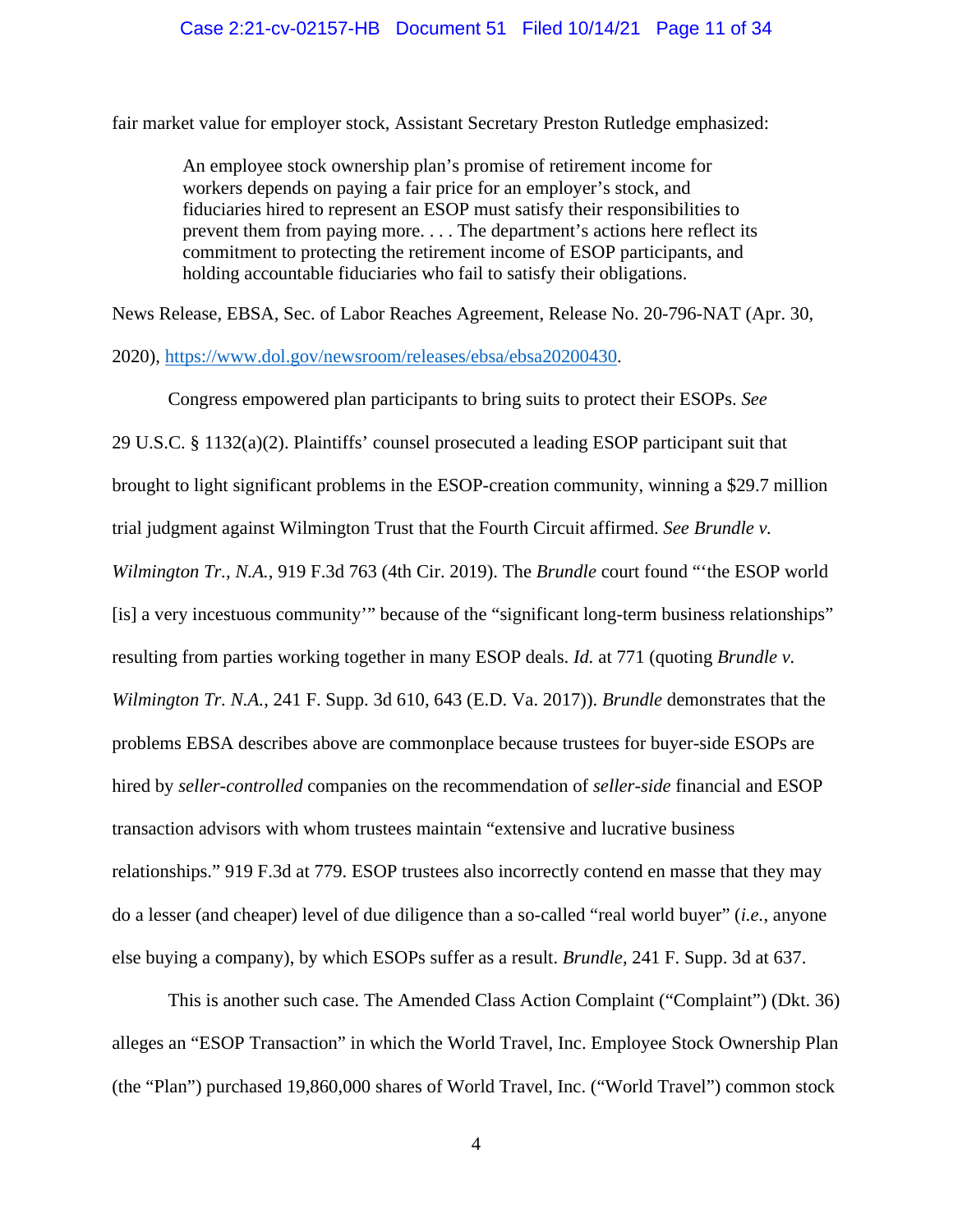fair market value for employer stock, Assistant Secretary Preston Rutledge emphasized:

> An employee stock ownership plan's promise of retirement income for workers depends on paying a fair price for an employer's stock, and fiduciaries hired to represent an ESOP must satisfy their responsibilities to prevent them from paying more. . . . The department's actions here reflect its commitment to protecting the retirement income of ESOP participants, and holding accountable fiduciaries who fail to satisfy their obligations.

News Release, EBSA, Sec. of Labor Reaches Agreement, Release No. 20-796-NAT (Apr. 30, 2020), https://www.dol.gov/newsroom/releases/ebsa/ebsa20200430.

Congress empowered plan participants to bring suits to protect their ESOPs. *See* 29 U.S.C. § 1132(a)(2). Plaintiffs' counsel prosecuted a leading ESOP participant suit that brought to light significant problems in the ESOP-creation community, winning a $29.7 million trial judgment against Wilmington Trust that the Fourth Circuit affirmed. *See Brundle v. Wilmington Tr., N.A.*, 919 F.3d 763 (4th Cir. 2019). The *Brundle* court found "'the ESOP world [is] a very incestuous community'" because of the "significant long-term business relationships" resulting from parties working together in many ESOP deals. *Id.* at 771 (quoting *Brundle v. Wilmington Tr. N.A.*, 241 F. Supp. 3d 610, 643 (E.D. Va. 2017)). *Brundle* demonstrates that the problems EBSA describes above are commonplace because trustees for buyer-side ESOPs are hired by *seller-controlled* companies on the recommendation of *seller-side* financial and ESOP transaction advisors with whom trustees maintain "extensive and lucrative business relationships." 919 F.3d at 779. ESOP trustees also incorrectly contend en masse that they may do a lesser (and cheaper) level of due diligence than a so-called "real world buyer" (*i.e.*, anyone else buying a company), by which ESOPs suffer as a result. *Brundle*, 241 F. Supp. 3d at 637.

This is another such case. The Amended Class Action Complaint ("Complaint") (Dkt. 36) alleges an "ESOP Transaction" in which the World Travel, Inc. Employee Stock Ownership Plan (the "Plan") purchased 19,860,000 shares of World Travel, Inc. ("World Travel") common stock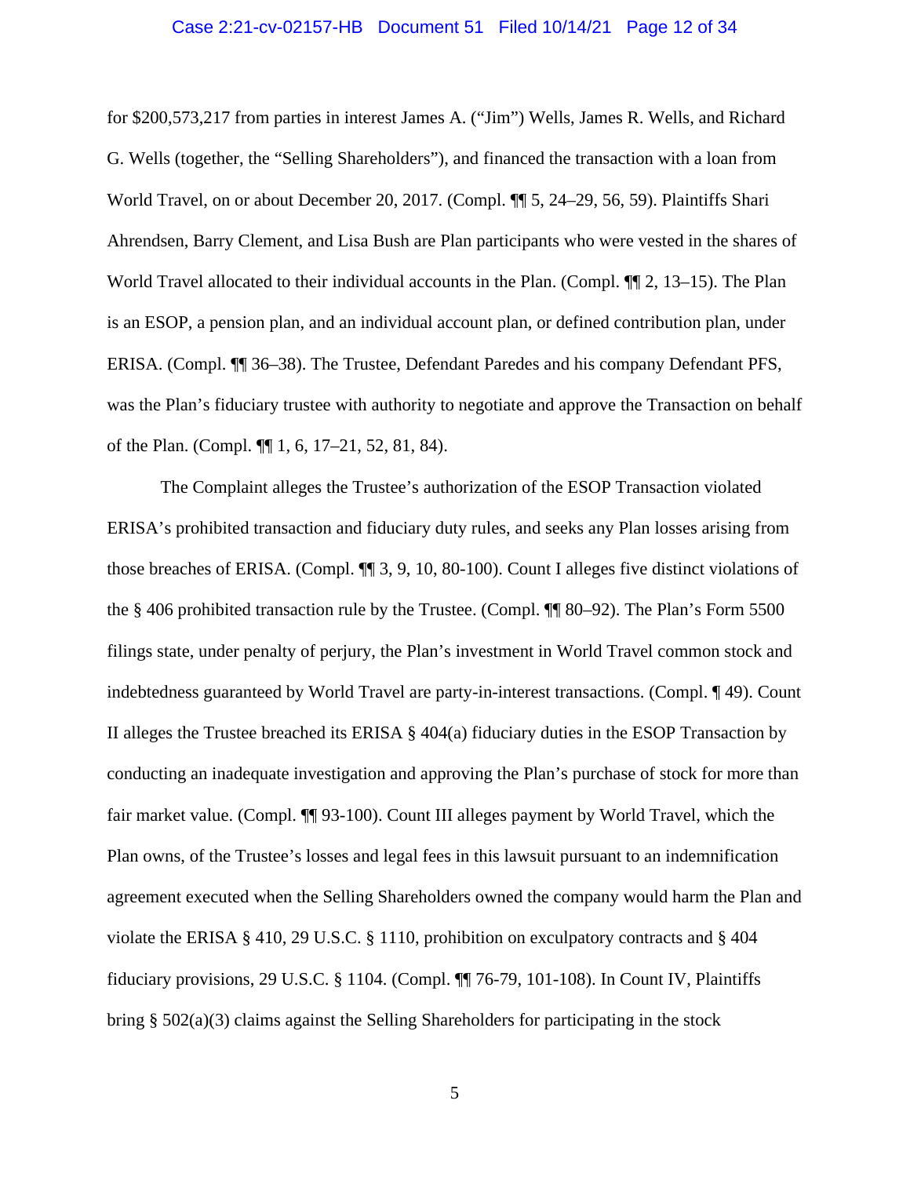for $200,573,217 from parties in interest James A. ("Jim") Wells, James R. Wells, and Richard G. Wells (together, the "Selling Shareholders"), and financed the transaction with a loan from World Travel, on or about December 20, 2017. (Compl. ¶¶ 5, 24–29, 56, 59). Plaintiffs Shari Ahrendsen, Barry Clement, and Lisa Bush are Plan participants who were vested in the shares of World Travel allocated to their individual accounts in the Plan. (Compl. ¶¶ 2, 13–15). The Plan is an ESOP, a pension plan, and an individual account plan, or defined contribution plan, under ERISA. (Compl. ¶¶ 36–38). The Trustee, Defendant Paredes and his company Defendant PFS, was the Plan's fiduciary trustee with authority to negotiate and approve the Transaction on behalf of the Plan. (Compl. ¶¶ 1, 6, 17–21, 52, 81, 84).

The Complaint alleges the Trustee's authorization of the ESOP Transaction violated ERISA's prohibited transaction and fiduciary duty rules, and seeks any Plan losses arising from those breaches of ERISA. (Compl. ¶¶ 3, 9, 10, 80-100). Count I alleges five distinct violations of the § 406 prohibited transaction rule by the Trustee. (Compl. ¶¶ 80–92). The Plan's Form 5500 filings state, under penalty of perjury, the Plan's investment in World Travel common stock and indebtedness guaranteed by World Travel are party-in-interest transactions. (Compl. ¶ 49). Count II alleges the Trustee breached its ERISA § 404(a) fiduciary duties in the ESOP Transaction by conducting an inadequate investigation and approving the Plan's purchase of stock for more than fair market value. (Compl. ¶¶ 93-100). Count III alleges payment by World Travel, which the Plan owns, of the Trustee's losses and legal fees in this lawsuit pursuant to an indemnification agreement executed when the Selling Shareholders owned the company would harm the Plan and violate the ERISA § 410, 29 U.S.C. § 1110, prohibition on exculpatory contracts and § 404 fiduciary provisions, 29 U.S.C. § 1104. (Compl. ¶¶ 76-79, 101-108). In Count IV, Plaintiffs bring § 502(a)(3) claims against the Selling Shareholders for participating in the stock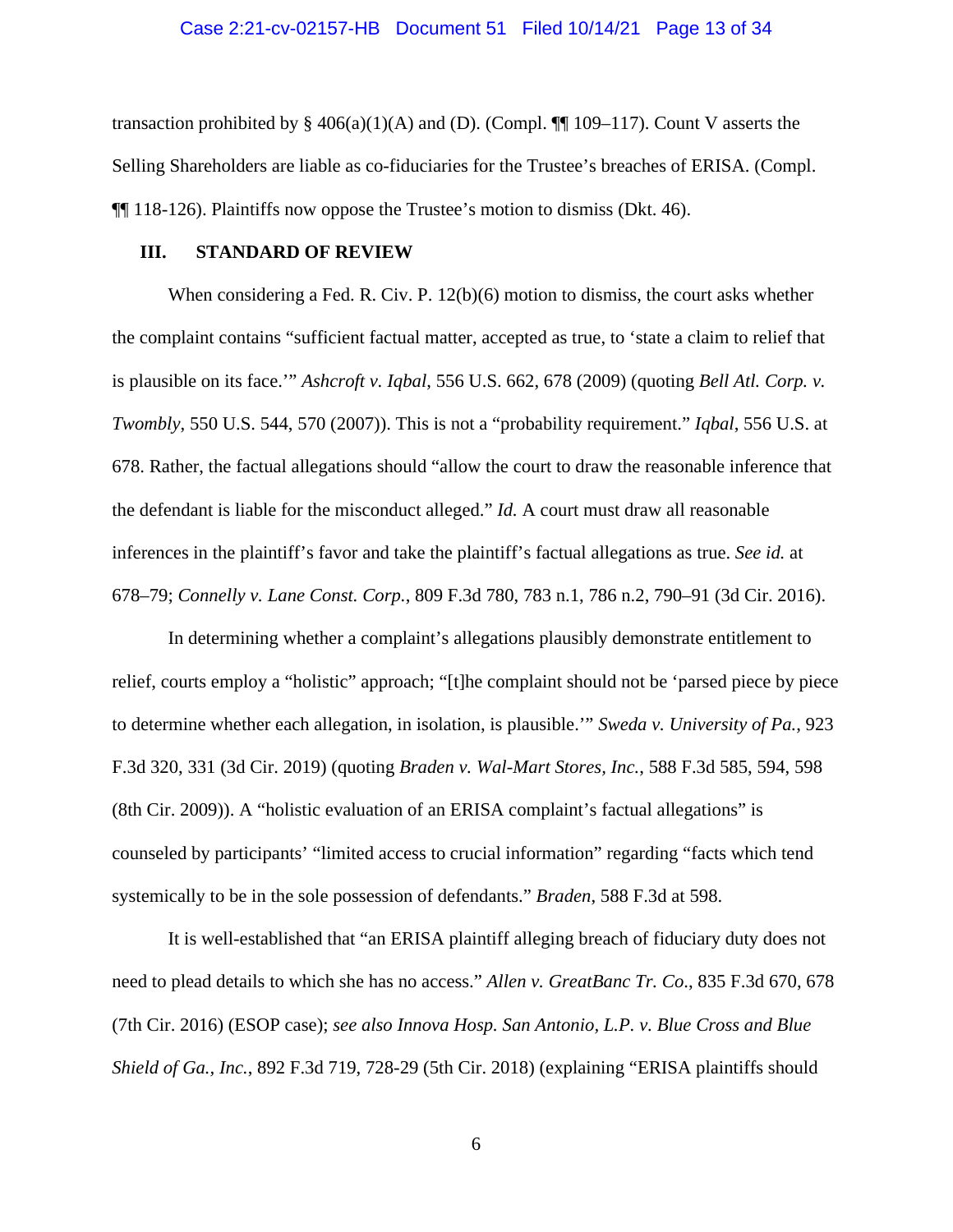transaction prohibited by § 406(a)(1)(A) and (D). (Compl. ¶¶ 109–117). Count V asserts the Selling Shareholders are liable as co-fiduciaries for the Trustee's breaches of ERISA. (Compl. ¶¶ 118-126). Plaintiffs now oppose the Trustee's motion to dismiss (Dkt. 46).

## III. STANDARD OF REVIEW

When considering a Fed. R. Civ. P. 12(b)(6) motion to dismiss, the court asks whether the complaint contains "sufficient factual matter, accepted as true, to 'state a claim to relief that is plausible on its face.'" *Ashcroft v. Iqbal*, 556 U.S. 662, 678 (2009) (quoting *Bell Atl. Corp. v. Twombly*, 550 U.S. 544, 570 (2007)). This is not a "probability requirement." *Iqbal*, 556 U.S. at 678. Rather, the factual allegations should "allow the court to draw the reasonable inference that the defendant is liable for the misconduct alleged." *Id.* A court must draw all reasonable inferences in the plaintiff's favor and take the plaintiff's factual allegations as true. *See id.* at 678–79; *Connelly v. Lane Const. Corp.*, 809 F.3d 780, 783 n.1, 786 n.2, 790–91 (3d Cir. 2016).

In determining whether a complaint's allegations plausibly demonstrate entitlement to relief, courts employ a "holistic" approach; "[t]he complaint should not be 'parsed piece by piece to determine whether each allegation, in isolation, is plausible.'" *Sweda v. University of Pa.*, 923 F.3d 320, 331 (3d Cir. 2019) (quoting *Braden v. Wal-Mart Stores, Inc.*, 588 F.3d 585, 594, 598 (8th Cir. 2009)). A "holistic evaluation of an ERISA complaint's factual allegations" is counseled by participants' "limited access to crucial information" regarding "facts which tend systemically to be in the sole possession of defendants." *Braden*, 588 F.3d at 598.

It is well-established that "an ERISA plaintiff alleging breach of fiduciary duty does not need to plead details to which she has no access." *Allen v. GreatBanc Tr. Co*., 835 F.3d 670, 678 (7th Cir. 2016) (ESOP case); *see also Innova Hosp. San Antonio, L.P. v. Blue Cross and Blue Shield of Ga., Inc.*, 892 F.3d 719, 728-29 (5th Cir. 2018) (explaining "ERISA plaintiffs should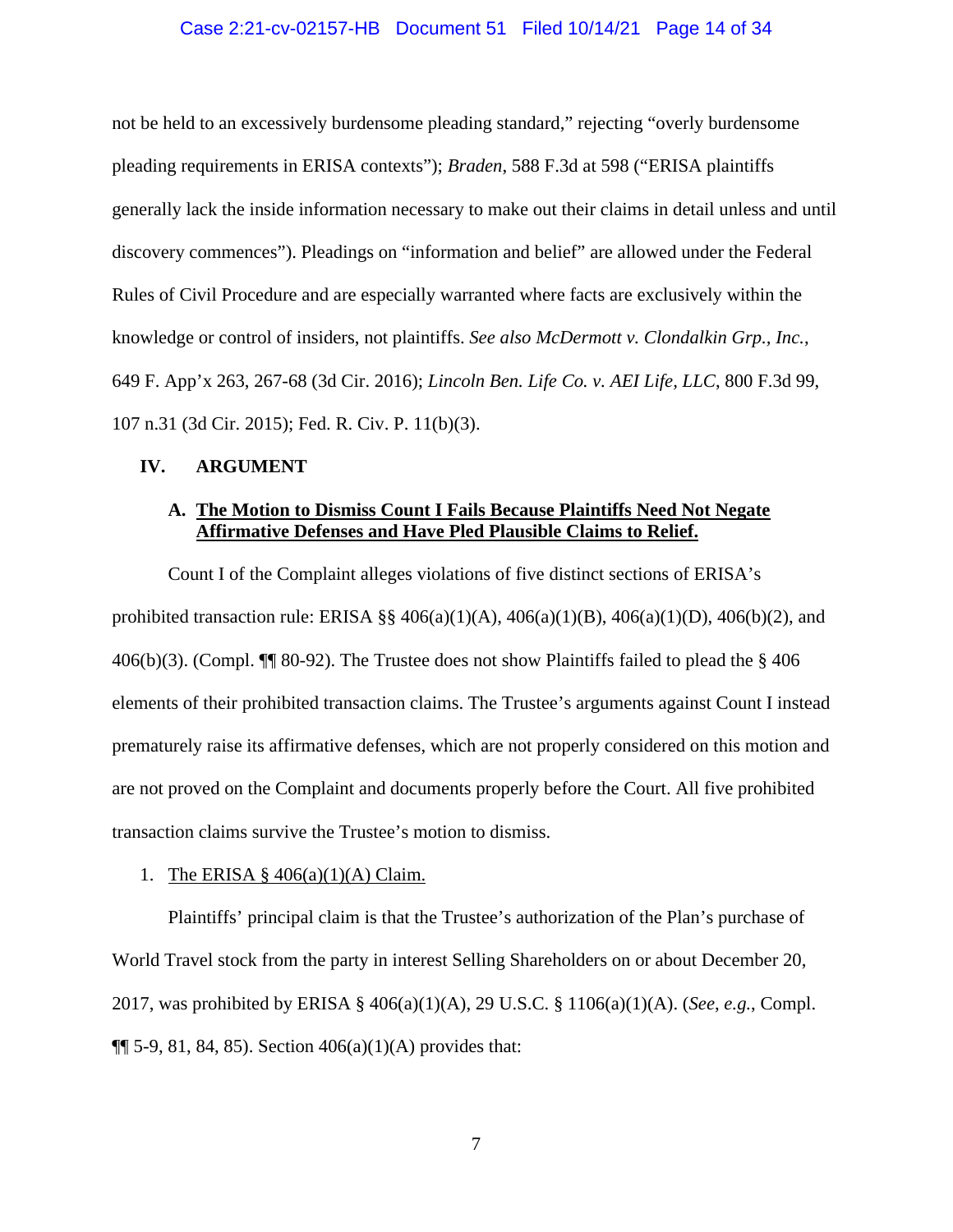not be held to an excessively burdensome pleading standard," rejecting "overly burdensome pleading requirements in ERISA contexts"); *Braden*, 588 F.3d at 598 ("ERISA plaintiffs generally lack the inside information necessary to make out their claims in detail unless and until discovery commences"). Pleadings on "information and belief" are allowed under the Federal Rules of Civil Procedure and are especially warranted where facts are exclusively within the knowledge or control of insiders, not plaintiffs. *See also McDermott v. Clondalkin Grp., Inc.*, 649 F. App'x 263, 267-68 (3d Cir. 2016); *Lincoln Ben. Life Co. v. AEI Life, LLC*, 800 F.3d 99, 107 n.31 (3d Cir. 2015); Fed. R. Civ. P. 11(b)(3).

## IV. ARGUMENT

### A. <u>The Motion to Dismiss Count I Fails Because Plaintiffs Need Not Negate Affirmative Defenses and Have Pled Plausible Claims to Relief.</u>

Count I of the Complaint alleges violations of five distinct sections of ERISA's prohibited transaction rule: ERISA §§ 406(a)(1)(A), 406(a)(1)(B), 406(a)(1)(D), 406(b)(2), and 406(b)(3). (Compl. ¶¶ 80-92). The Trustee does not show Plaintiffs failed to plead the § 406 elements of their prohibited transaction claims. The Trustee's arguments against Count I instead prematurely raise its affirmative defenses, which are not properly considered on this motion and are not proved on the Complaint and documents properly before the Court. All five prohibited transaction claims survive the Trustee's motion to dismiss.

1. <u>The ERISA § 406(a)(1)(A) Claim.</u>

Plaintiffs' principal claim is that the Trustee's authorization of the Plan's purchase of World Travel stock from the party in interest Selling Shareholders on or about December 20, 2017, was prohibited by ERISA § 406(a)(1)(A), 29 U.S.C. § 1106(a)(1)(A). (*See, e.g.*, Compl. ¶¶ 5-9, 81, 84, 85). Section 406(a)(1)(A) provides that: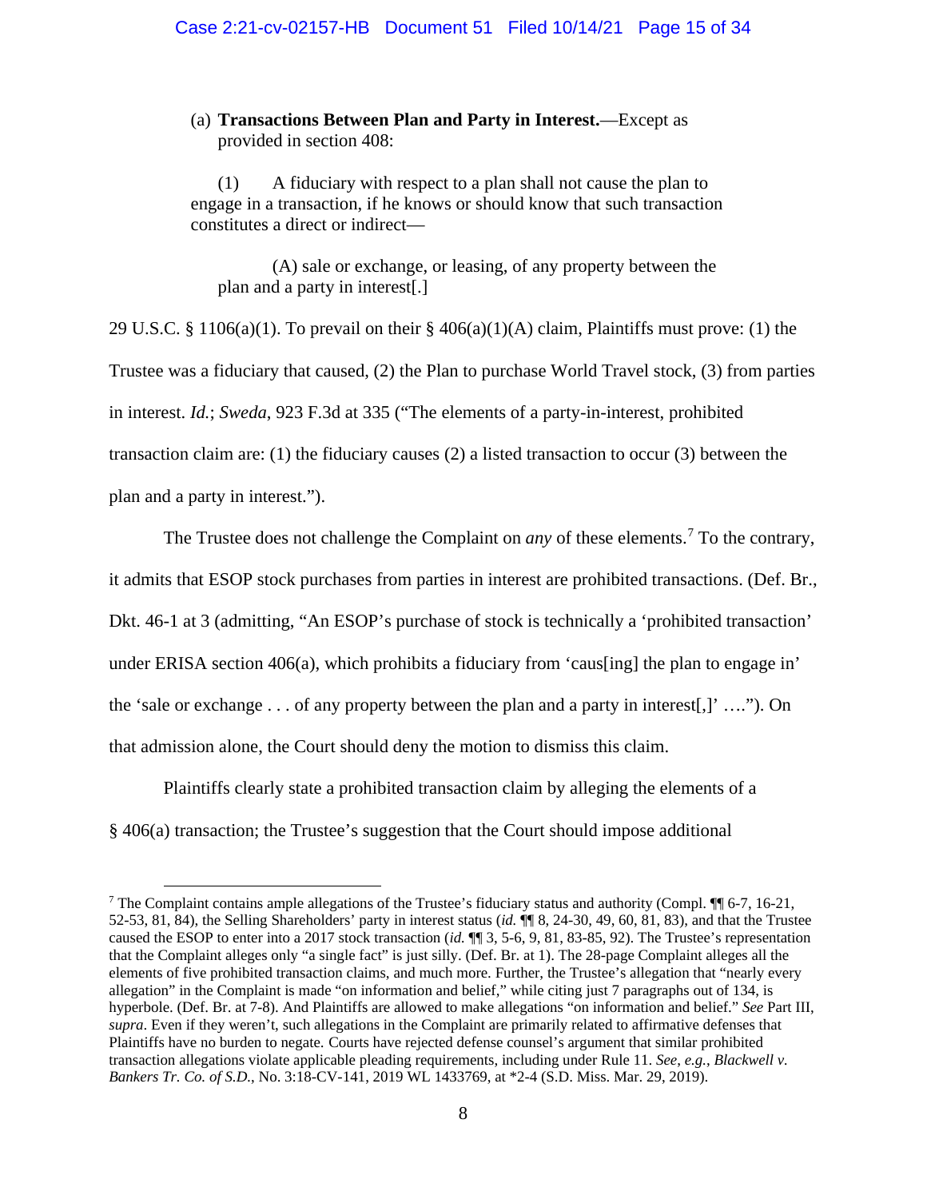> (a) **Transactions Between Plan and Party in Interest.**—Except as provided in section 408:
>
> (1) A fiduciary with respect to a plan shall not cause the plan to engage in a transaction, if he knows or should know that such transaction constitutes a direct or indirect—
>
> (A) sale or exchange, or leasing, of any property between the plan and a party in interest[.]

29 U.S.C. § 1106(a)(1). To prevail on their § 406(a)(1)(A) claim, Plaintiffs must prove: (1) the Trustee was a fiduciary that caused, (2) the Plan to purchase World Travel stock, (3) from parties in interest. *Id.*; *Sweda*, 923 F.3d at 335 ("The elements of a party-in-interest, prohibited transaction claim are: (1) the fiduciary causes (2) a listed transaction to occur (3) between the plan and a party in interest.").

The Trustee does not challenge the Complaint on *any* of these elements.[7] To the contrary, it admits that ESOP stock purchases from parties in interest are prohibited transactions. (Def. Br., Dkt. 46-1 at 3 (admitting, "An ESOP's purchase of stock is technically a 'prohibited transaction' under ERISA section 406(a), which prohibits a fiduciary from 'caus[ing] the plan to engage in' the 'sale or exchange . . . of any property between the plan and a party in interest[,]' …."). On that admission alone, the Court should deny the motion to dismiss this claim.

Plaintiffs clearly state a prohibited transaction claim by alleging the elements of a § 406(a) transaction; the Trustee's suggestion that the Court should impose additional

---

[7] The Complaint contains ample allegations of the Trustee's fiduciary status and authority (Compl. ¶¶ 6-7, 16-21, 52-53, 81, 84), the Selling Shareholders' party in interest status (*id.* ¶¶ 8, 24-30, 49, 60, 81, 83), and that the Trustee caused the ESOP to enter into a 2017 stock transaction (*id.* ¶¶ 3, 5-6, 9, 81, 83-85, 92). The Trustee's representation that the Complaint alleges only "a single fact" is just silly. (Def. Br. at 1). The 28-page Complaint alleges all the elements of five prohibited transaction claims, and much more. Further, the Trustee's allegation that "nearly every allegation" in the Complaint is made "on information and belief," while citing just 7 paragraphs out of 134, is hyperbole. (Def. Br. at 7-8). And Plaintiffs are allowed to make allegations "on information and belief." *See* Part III, *supra*. Even if they weren't, such allegations in the Complaint are primarily related to affirmative defenses that Plaintiffs have no burden to negate. Courts have rejected defense counsel's argument that similar prohibited transaction allegations violate applicable pleading requirements, including under Rule 11. *See, e.g., Blackwell v. Bankers Tr. Co. of S.D.*, No. 3:18-CV-141, 2019 WL 1433769, at *2-4 (S.D. Miss. Mar. 29, 2019).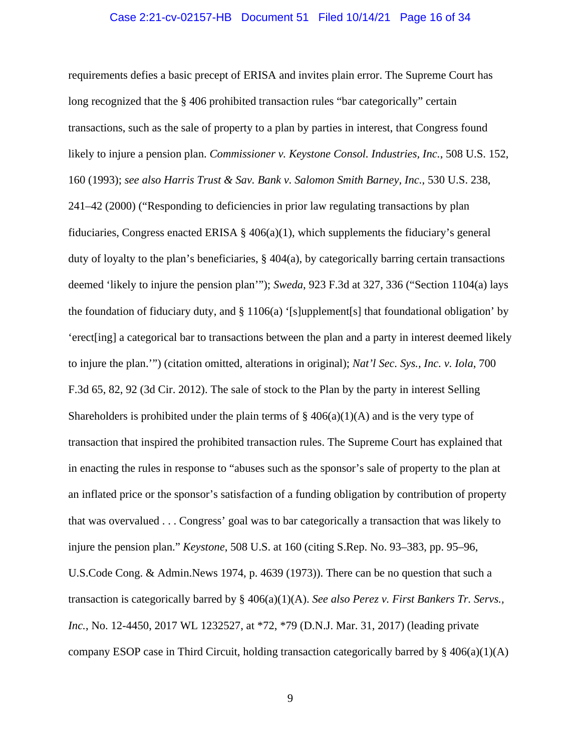requirements defies a basic precept of ERISA and invites plain error. The Supreme Court has long recognized that the § 406 prohibited transaction rules "bar categorically" certain transactions, such as the sale of property to a plan by parties in interest, that Congress found likely to injure a pension plan. *Commissioner v. Keystone Consol. Industries, Inc.*, 508 U.S. 152, 160 (1993); *see also Harris Trust & Sav. Bank v. Salomon Smith Barney, Inc.*, 530 U.S. 238, 241–42 (2000) ("Responding to deficiencies in prior law regulating transactions by plan fiduciaries, Congress enacted ERISA § 406(a)(1), which supplements the fiduciary's general duty of loyalty to the plan's beneficiaries, § 404(a), by categorically barring certain transactions deemed 'likely to injure the pension plan'"); *Sweda*, 923 F.3d at 327, 336 ("Section 1104(a) lays the foundation of fiduciary duty, and § 1106(a) '[s]upplement[s] that foundational obligation' by 'erect[ing] a categorical bar to transactions between the plan and a party in interest deemed likely to injure the plan.'") (citation omitted, alterations in original); *Nat'l Sec. Sys., Inc. v. Iola*, 700 F.3d 65, 82, 92 (3d Cir. 2012). The sale of stock to the Plan by the party in interest Selling Shareholders is prohibited under the plain terms of § 406(a)(1)(A) and is the very type of transaction that inspired the prohibited transaction rules. The Supreme Court has explained that in enacting the rules in response to "abuses such as the sponsor's sale of property to the plan at an inflated price or the sponsor's satisfaction of a funding obligation by contribution of property that was overvalued . . . Congress' goal was to bar categorically a transaction that was likely to injure the pension plan." *Keystone*, 508 U.S. at 160 (citing S.Rep. No. 93–383, pp. 95–96, U.S.Code Cong. & Admin.News 1974, p. 4639 (1973)). There can be no question that such a transaction is categorically barred by § 406(a)(1)(A). *See also Perez v. First Bankers Tr. Servs., Inc.*, No. 12-4450, 2017 WL 1232527, at *72, *79 (D.N.J. Mar. 31, 2017) (leading private company ESOP case in Third Circuit, holding transaction categorically barred by § 406(a)(1)(A)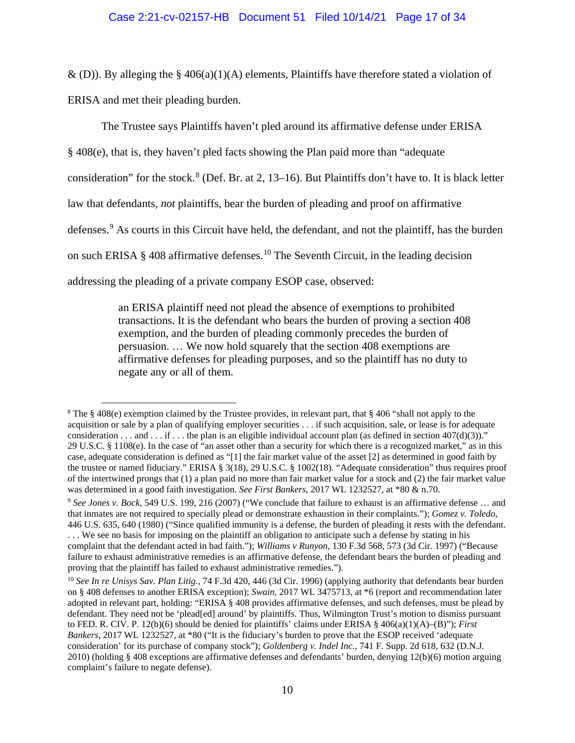& (D)). By alleging the § 406(a)(1)(A) elements, Plaintiffs have therefore stated a violation of ERISA and met their pleading burden.

The Trustee says Plaintiffs haven't pled around its affirmative defense under ERISA § 408(e), that is, they haven't pled facts showing the Plan paid more than "adequate consideration" for the stock.[8] (Def. Br. at 2, 13–16). But Plaintiffs don't have to. It is black letter law that defendants, *not* plaintiffs, bear the burden of pleading and proof on affirmative defenses.[9] As courts in this Circuit have held, the defendant, and not the plaintiff, has the burden on such ERISA § 408 affirmative defenses.[10] The Seventh Circuit, in the leading decision addressing the pleading of a private company ESOP case, observed:

> an ERISA plaintiff need not plead the absence of exemptions to prohibited transactions. It is the defendant who bears the burden of proving a section 408 exemption, and the burden of pleading commonly precedes the burden of persuasion. … We now hold squarely that the section 408 exemptions are affirmative defenses for pleading purposes, and so the plaintiff has no duty to negate any or all of them.

---

[8] The § 408(e) exemption claimed by the Trustee provides, in relevant part, that § 406 "shall not apply to the acquisition or sale by a plan of qualifying employer securities . . . if such acquisition, sale, or lease is for adequate consideration . . . and . . . if . . . the plan is an eligible individual account plan (as defined in section 407(d)(3))." 29 U.S.C. § 1108(e). In the case of "an asset other than a security for which there is a recognized market," as in this case, adequate consideration is defined as "[1] the fair market value of the asset [2] as determined in good faith by the trustee or named fiduciary." ERISA § 3(18), 29 U.S.C. § 1002(18). "Adequate consideration" thus requires proof of the intertwined prongs that (1) a plan paid no more than fair market value for a stock and (2) the fair market value was determined in a good faith investigation. *See First Bankers*, 2017 WL 1232527, at *80 & n.70.

[9] *See Jones v. Bock*, 549 U.S. 199, 216 (2007) ("We conclude that failure to exhaust is an affirmative defense … and that inmates are not required to specially plead or demonstrate exhaustion in their complaints."); *Gomez v. Toledo*, 446 U.S. 635, 640 (1980) ("Since qualified immunity is a defense, the burden of pleading it rests with the defendant. . . . We see no basis for imposing on the plaintiff an obligation to anticipate such a defense by stating in his complaint that the defendant acted in bad faith."); *Williams v Runyon*, 130 F.3d 568, 573 (3d Cir. 1997) ("Because failure to exhaust administrative remedies is an affirmative defense, the defendant bears the burden of pleading and proving that the plaintiff has failed to exhaust administrative remedies.").

[10] *See In re Unisys Sav. Plan Litig.*, 74 F.3d 420, 446 (3d Cir. 1996) (applying authority that defendants bear burden on § 408 defenses to another ERISA exception); *Swain*, 2017 WL 3475713, at *6 (report and recommendation later adopted in relevant part, holding: "ERISA § 408 provides affirmative defenses, and such defenses, must be plead by defendant. They need not be 'plead[ed] around' by plaintiffs. Thus, Wilmington Trust's motion to dismiss pursuant to FED. R. CIV. P. 12(b)(6) should be denied for plaintiffs' claims under ERISA § 406(a)(1)(A)–(B)"); *First Bankers*, 2017 WL 1232527, at *80 ("It is the fiduciary's burden to prove that the ESOP received 'adequate consideration' for its purchase of company stock"); *Goldenberg v. Indel Inc.*, 741 F. Supp. 2d 618, 632 (D.N.J. 2010) (holding § 408 exceptions are affirmative defenses and defendants' burden, denying 12(b)(6) motion arguing complaint's failure to negate defense).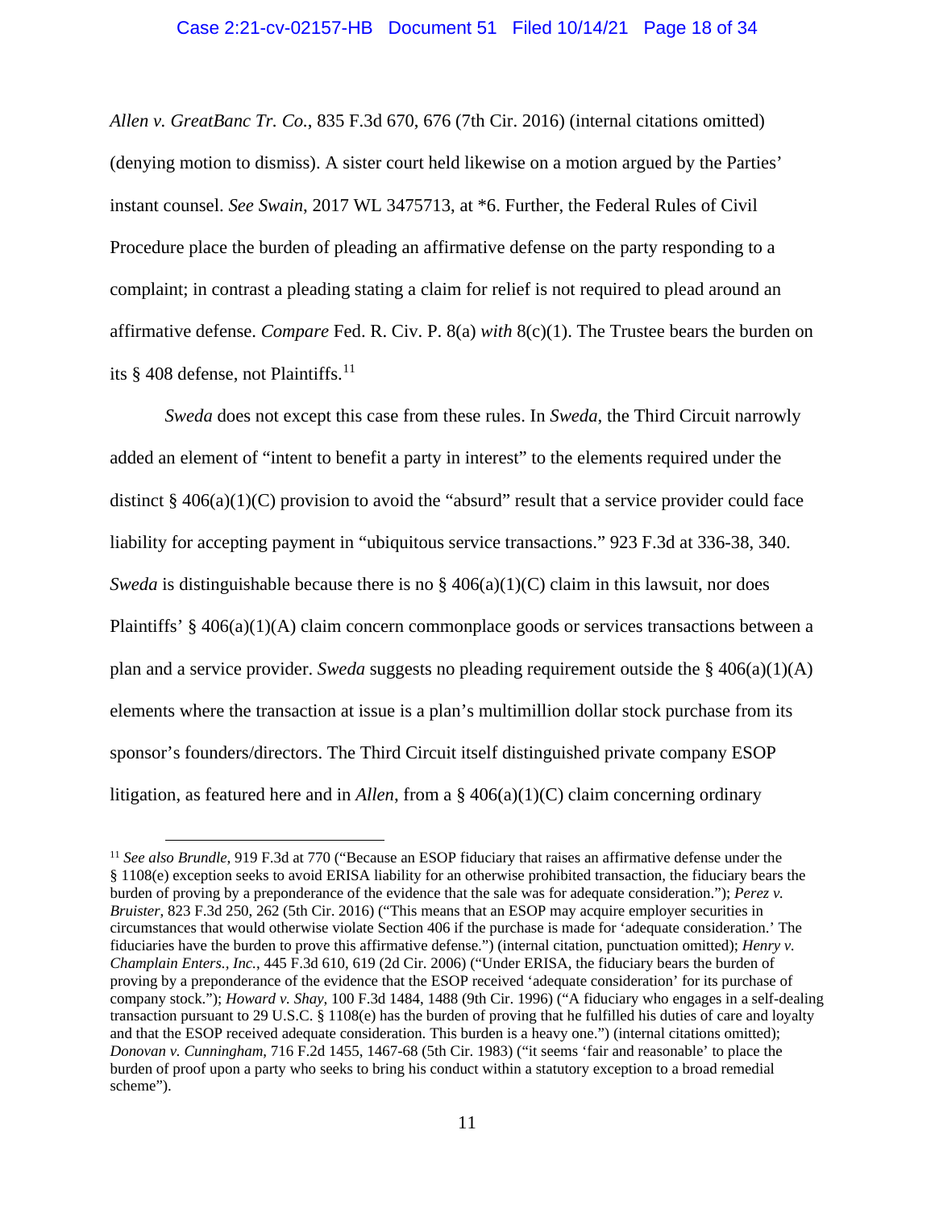*Allen v. GreatBanc Tr. Co.*, 835 F.3d 670, 676 (7th Cir. 2016) (internal citations omitted) (denying motion to dismiss). A sister court held likewise on a motion argued by the Parties' instant counsel. *See Swain*, 2017 WL 3475713, at *6. Further, the Federal Rules of Civil Procedure place the burden of pleading an affirmative defense on the party responding to a complaint; in contrast a pleading stating a claim for relief is not required to plead around an affirmative defense. *Compare* Fed. R. Civ. P. 8(a) *with* 8(c)(1). The Trustee bears the burden on its § 408 defense, not Plaintiffs.[11]

*Sweda* does not except this case from these rules. In *Sweda*, the Third Circuit narrowly added an element of "intent to benefit a party in interest" to the elements required under the distinct § 406(a)(1)(C) provision to avoid the "absurd" result that a service provider could face liability for accepting payment in "ubiquitous service transactions." 923 F.3d at 336-38, 340. *Sweda* is distinguishable because there is no § 406(a)(1)(C) claim in this lawsuit, nor does Plaintiffs' § 406(a)(1)(A) claim concern commonplace goods or services transactions between a plan and a service provider. *Sweda* suggests no pleading requirement outside the § 406(a)(1)(A) elements where the transaction at issue is a plan's multimillion dollar stock purchase from its sponsor's founders/directors. The Third Circuit itself distinguished private company ESOP litigation, as featured here and in *Allen*, from a § 406(a)(1)(C) claim concerning ordinary

---

[11] *See also Brundle*, 919 F.3d at 770 ("Because an ESOP fiduciary that raises an affirmative defense under the § 1108(e) exception seeks to avoid ERISA liability for an otherwise prohibited transaction, the fiduciary bears the burden of proving by a preponderance of the evidence that the sale was for adequate consideration."); *Perez v. Bruister*, 823 F.3d 250, 262 (5th Cir. 2016) ("This means that an ESOP may acquire employer securities in circumstances that would otherwise violate Section 406 if the purchase is made for 'adequate consideration.' The fiduciaries have the burden to prove this affirmative defense.") (internal citation, punctuation omitted); *Henry v. Champlain Enters., Inc.*, 445 F.3d 610, 619 (2d Cir. 2006) ("Under ERISA, the fiduciary bears the burden of proving by a preponderance of the evidence that the ESOP received 'adequate consideration' for its purchase of company stock."); *Howard v. Shay*, 100 F.3d 1484, 1488 (9th Cir. 1996) ("A fiduciary who engages in a self-dealing transaction pursuant to 29 U.S.C. § 1108(e) has the burden of proving that he fulfilled his duties of care and loyalty and that the ESOP received adequate consideration. This burden is a heavy one.") (internal citations omitted); *Donovan v. Cunningham*, 716 F.2d 1455, 1467-68 (5th Cir. 1983) ("it seems 'fair and reasonable' to place the burden of proof upon a party who seeks to bring his conduct within a statutory exception to a broad remedial scheme").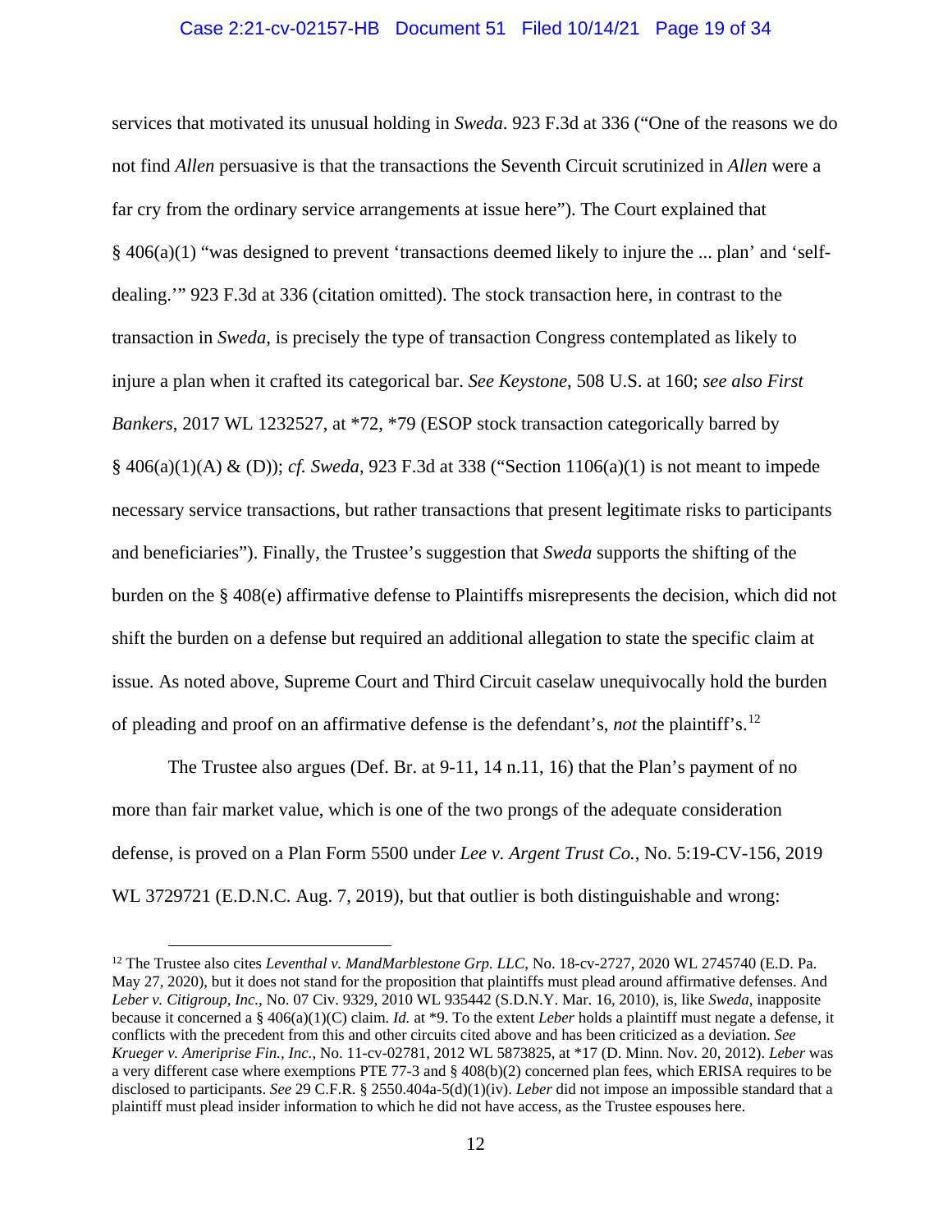services that motivated its unusual holding in *Sweda*. 923 F.3d at 336 ("One of the reasons we do not find *Allen* persuasive is that the transactions the Seventh Circuit scrutinized in *Allen* were a far cry from the ordinary service arrangements at issue here"). The Court explained that § 406(a)(1) "was designed to prevent 'transactions deemed likely to injure the ... plan' and 'self-dealing.'" 923 F.3d at 336 (citation omitted). The stock transaction here, in contrast to the transaction in *Sweda*, is precisely the type of transaction Congress contemplated as likely to injure a plan when it crafted its categorical bar. *See Keystone*, 508 U.S. at 160; *see also First Bankers*, 2017 WL 1232527, at *72, *79 (ESOP stock transaction categorically barred by § 406(a)(1)(A) & (D)); *cf. Sweda*, 923 F.3d at 338 ("Section 1106(a)(1) is not meant to impede necessary service transactions, but rather transactions that present legitimate risks to participants and beneficiaries"). Finally, the Trustee's suggestion that *Sweda* supports the shifting of the burden on the § 408(e) affirmative defense to Plaintiffs misrepresents the decision, which did not shift the burden on a defense but required an additional allegation to state the specific claim at issue. As noted above, Supreme Court and Third Circuit caselaw unequivocally hold the burden of pleading and proof on an affirmative defense is the defendant's, *not* the plaintiff's.[12]

The Trustee also argues (Def. Br. at 9-11, 14 n.11, 16) that the Plan's payment of no more than fair market value, which is one of the two prongs of the adequate consideration defense, is proved on a Plan Form 5500 under *Lee v. Argent Trust Co.*, No. 5:19-CV-156, 2019 WL 3729721 (E.D.N.C. Aug. 7, 2019), but that outlier is both distinguishable and wrong:

---

[12] The Trustee also cites *Leventhal v. MandMarblestone Grp. LLC*, No. 18-cv-2727, 2020 WL 2745740 (E.D. Pa. May 27, 2020), but it does not stand for the proposition that plaintiffs must plead around affirmative defenses. And *Leber v. Citigroup, Inc.*, No. 07 Civ. 9329, 2010 WL 935442 (S.D.N.Y. Mar. 16, 2010), is, like *Sweda*, inapposite because it concerned a § 406(a)(1)(C) claim. *Id.* at *9. To the extent *Leber* holds a plaintiff must negate a defense, it conflicts with the precedent from this and other circuits cited above and has been criticized as a deviation. *See Krueger v. Ameriprise Fin., Inc.*, No. 11-cv-02781, 2012 WL 5873825, at *17 (D. Minn. Nov. 20, 2012). *Leber* was a very different case where exemptions PTE 77-3 and § 408(b)(2) concerned plan fees, which ERISA requires to be disclosed to participants. *See* 29 C.F.R. § 2550.404a-5(d)(1)(iv). *Leber* did not impose an impossible standard that a plaintiff must plead insider information to which he did not have access, as the Trustee espouses here.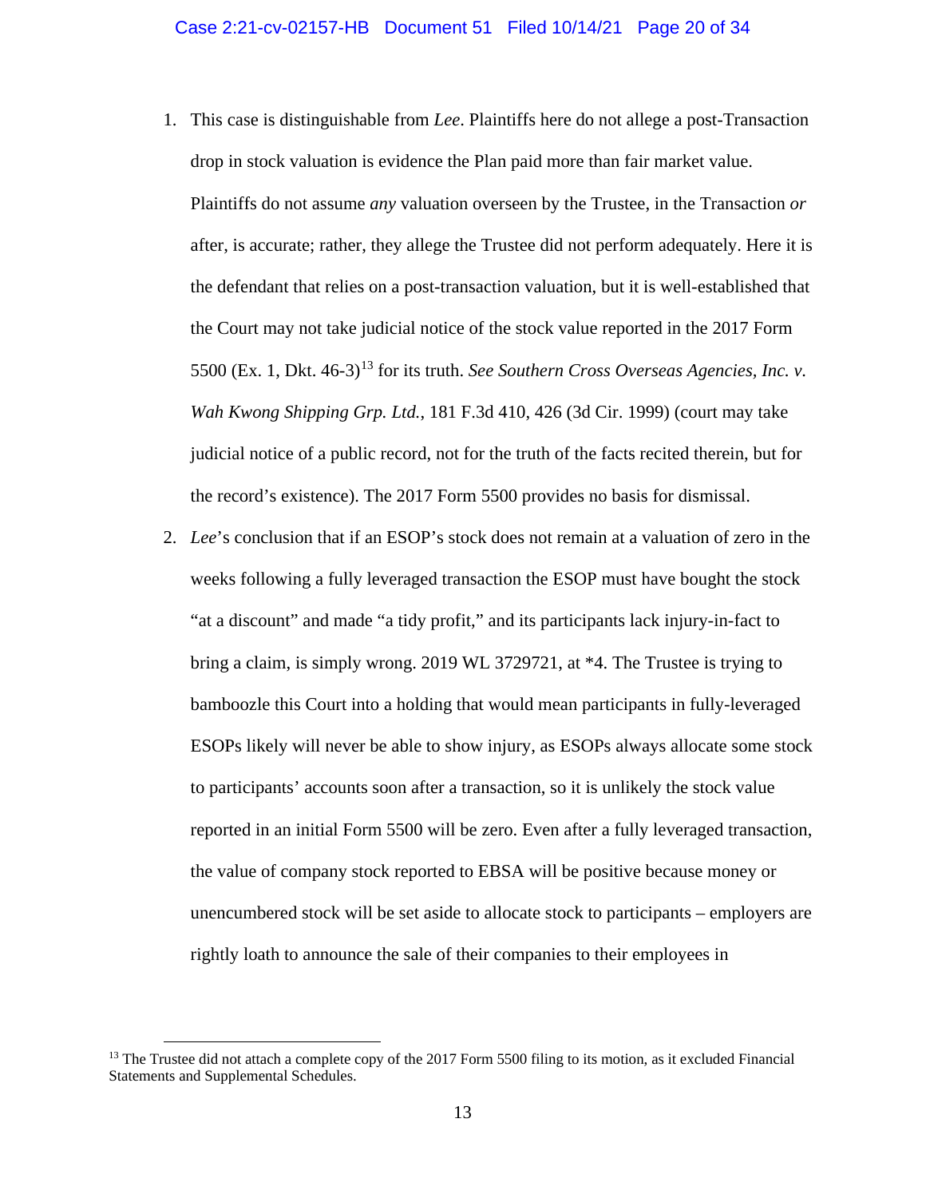1. This case is distinguishable from *Lee*. Plaintiffs here do not allege a post-Transaction drop in stock valuation is evidence the Plan paid more than fair market value. Plaintiffs do not assume *any* valuation overseen by the Trustee, in the Transaction *or* after, is accurate; rather, they allege the Trustee did not perform adequately. Here it is the defendant that relies on a post-transaction valuation, but it is well-established that the Court may not take judicial notice of the stock value reported in the 2017 Form 5500 (Ex. 1, Dkt. 46-3)[13] for its truth. *See Southern Cross Overseas Agencies, Inc. v. Wah Kwong Shipping Grp. Ltd.*, 181 F.3d 410, 426 (3d Cir. 1999) (court may take judicial notice of a public record, not for the truth of the facts recited therein, but for the record's existence). The 2017 Form 5500 provides no basis for dismissal.

2. *Lee*'s conclusion that if an ESOP's stock does not remain at a valuation of zero in the weeks following a fully leveraged transaction the ESOP must have bought the stock "at a discount" and made "a tidy profit," and its participants lack injury-in-fact to bring a claim, is simply wrong. 2019 WL 3729721, at *4. The Trustee is trying to bamboozle this Court into a holding that would mean participants in fully-leveraged ESOPs likely will never be able to show injury, as ESOPs always allocate some stock to participants' accounts soon after a transaction, so it is unlikely the stock value reported in an initial Form 5500 will be zero. Even after a fully leveraged transaction, the value of company stock reported to EBSA will be positive because money or unencumbered stock will be set aside to allocate stock to participants – employers are rightly loath to announce the sale of their companies to their employees in

---

[13] The Trustee did not attach a complete copy of the 2017 Form 5500 filing to its motion, as it excluded Financial Statements and Supplemental Schedules.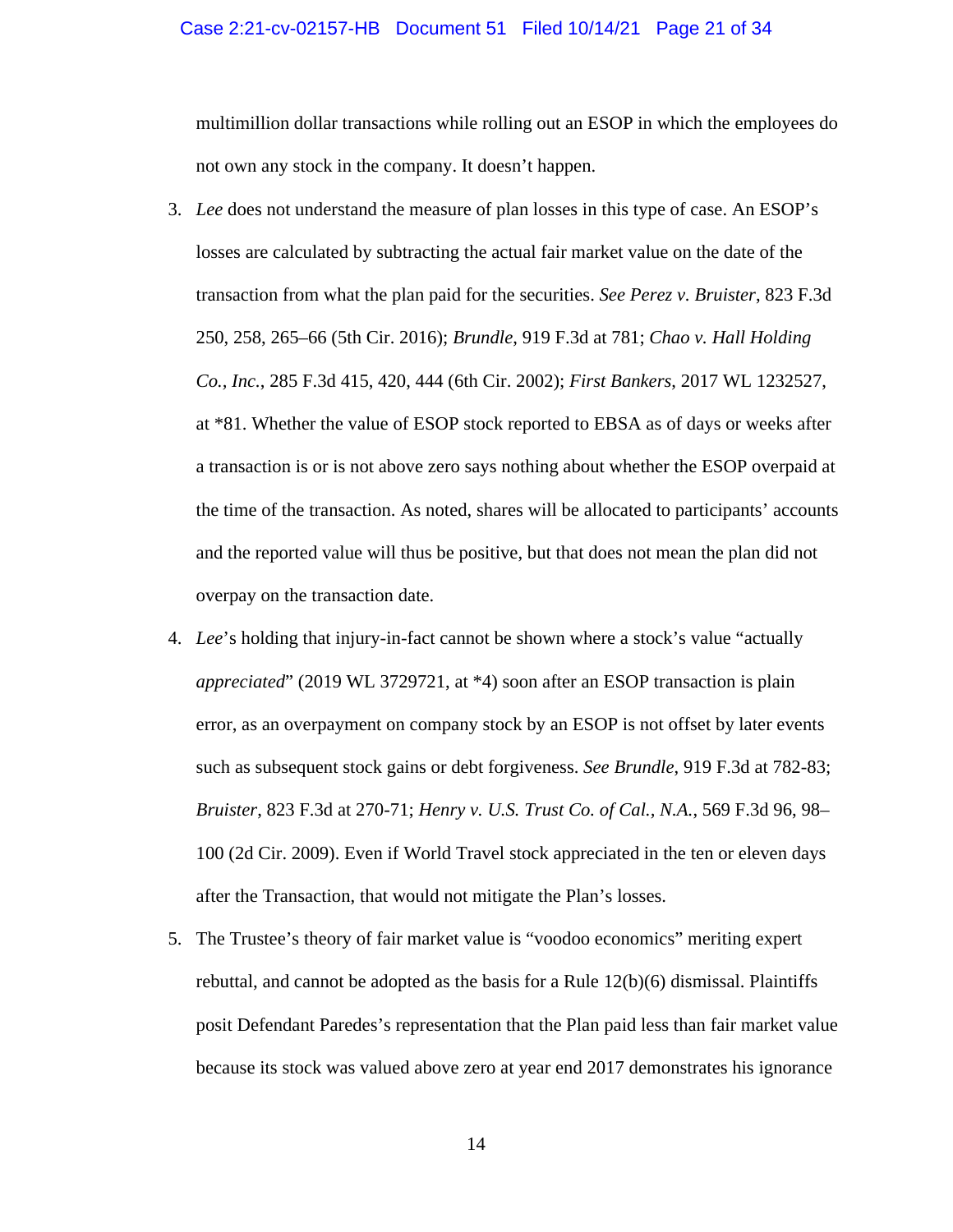multimillion dollar transactions while rolling out an ESOP in which the employees do not own any stock in the company. It doesn't happen.

3. *Lee* does not understand the measure of plan losses in this type of case. An ESOP's losses are calculated by subtracting the actual fair market value on the date of the transaction from what the plan paid for the securities. *See Perez v. Bruister*, 823 F.3d 250, 258, 265–66 (5th Cir. 2016); *Brundle*, 919 F.3d at 781; *Chao v. Hall Holding Co., Inc.*, 285 F.3d 415, 420, 444 (6th Cir. 2002); *First Bankers*, 2017 WL 1232527, at *81. Whether the value of ESOP stock reported to EBSA as of days or weeks after a transaction is or is not above zero says nothing about whether the ESOP overpaid at the time of the transaction. As noted, shares will be allocated to participants' accounts and the reported value will thus be positive, but that does not mean the plan did not overpay on the transaction date.

4. *Lee*'s holding that injury-in-fact cannot be shown where a stock's value "actually *appreciated*" (2019 WL 3729721, at *4) soon after an ESOP transaction is plain error, as an overpayment on company stock by an ESOP is not offset by later events such as subsequent stock gains or debt forgiveness. *See Brundle*, 919 F.3d at 782-83; *Bruister*, 823 F.3d at 270-71; *Henry v. U.S. Trust Co. of Cal., N.A.*, 569 F.3d 96, 98–100 (2d Cir. 2009). Even if World Travel stock appreciated in the ten or eleven days after the Transaction, that would not mitigate the Plan's losses.

5. The Trustee's theory of fair market value is "voodoo economics" meriting expert rebuttal, and cannot be adopted as the basis for a Rule 12(b)(6) dismissal. Plaintiffs posit Defendant Paredes's representation that the Plan paid less than fair market value because its stock was valued above zero at year end 2017 demonstrates his ignorance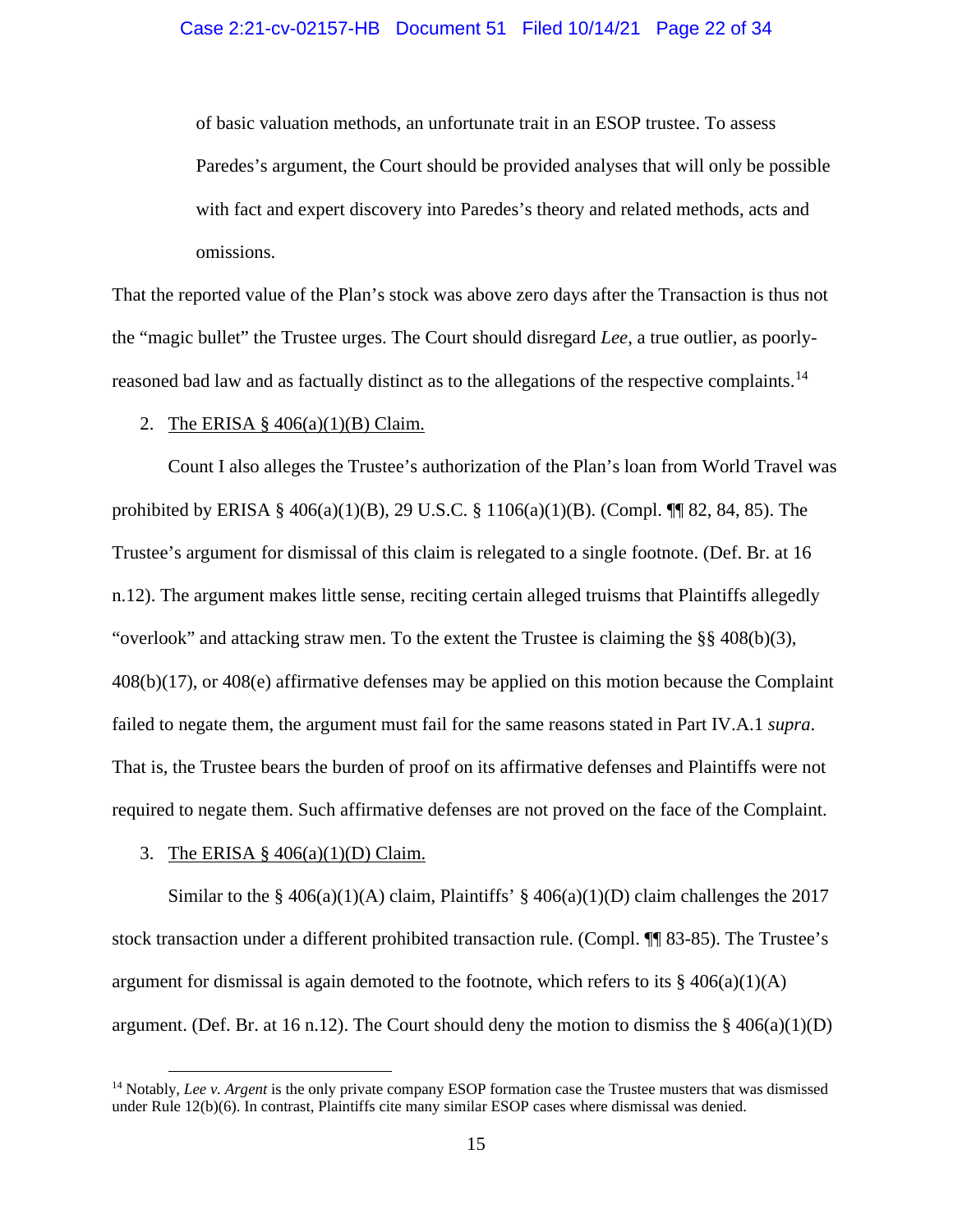> of basic valuation methods, an unfortunate trait in an ESOP trustee. To assess Paredes's argument, the Court should be provided analyses that will only be possible with fact and expert discovery into Paredes's theory and related methods, acts and omissions.

That the reported value of the Plan's stock was above zero days after the Transaction is thus not the "magic bullet" the Trustee urges. The Court should disregard *Lee*, a true outlier, as poorly-reasoned bad law and as factually distinct as to the allegations of the respective complaints.[14]

2. <u>The ERISA § 406(a)(1)(B) Claim.</u>

Count I also alleges the Trustee's authorization of the Plan's loan from World Travel was prohibited by ERISA § 406(a)(1)(B), 29 U.S.C. § 1106(a)(1)(B). (Compl. ¶¶ 82, 84, 85). The Trustee's argument for dismissal of this claim is relegated to a single footnote. (Def. Br. at 16 n.12). The argument makes little sense, reciting certain alleged truisms that Plaintiffs allegedly "overlook" and attacking straw men. To the extent the Trustee is claiming the §§ 408(b)(3), 408(b)(17), or 408(e) affirmative defenses may be applied on this motion because the Complaint failed to negate them, the argument must fail for the same reasons stated in Part IV.A.1 *supra*. That is, the Trustee bears the burden of proof on its affirmative defenses and Plaintiffs were not required to negate them. Such affirmative defenses are not proved on the face of the Complaint.

3. <u>The ERISA § 406(a)(1)(D) Claim.</u>

Similar to the § 406(a)(1)(A) claim, Plaintiffs' § 406(a)(1)(D) claim challenges the 2017 stock transaction under a different prohibited transaction rule. (Compl. ¶¶ 83-85). The Trustee's argument for dismissal is again demoted to the footnote, which refers to its § 406(a)(1)(A) argument. (Def. Br. at 16 n.12). The Court should deny the motion to dismiss the § 406(a)(1)(D)

[14] Notably, *Lee v. Argent* is the only private company ESOP formation case the Trustee musters that was dismissed under Rule 12(b)(6). In contrast, Plaintiffs cite many similar ESOP cases where dismissal was denied.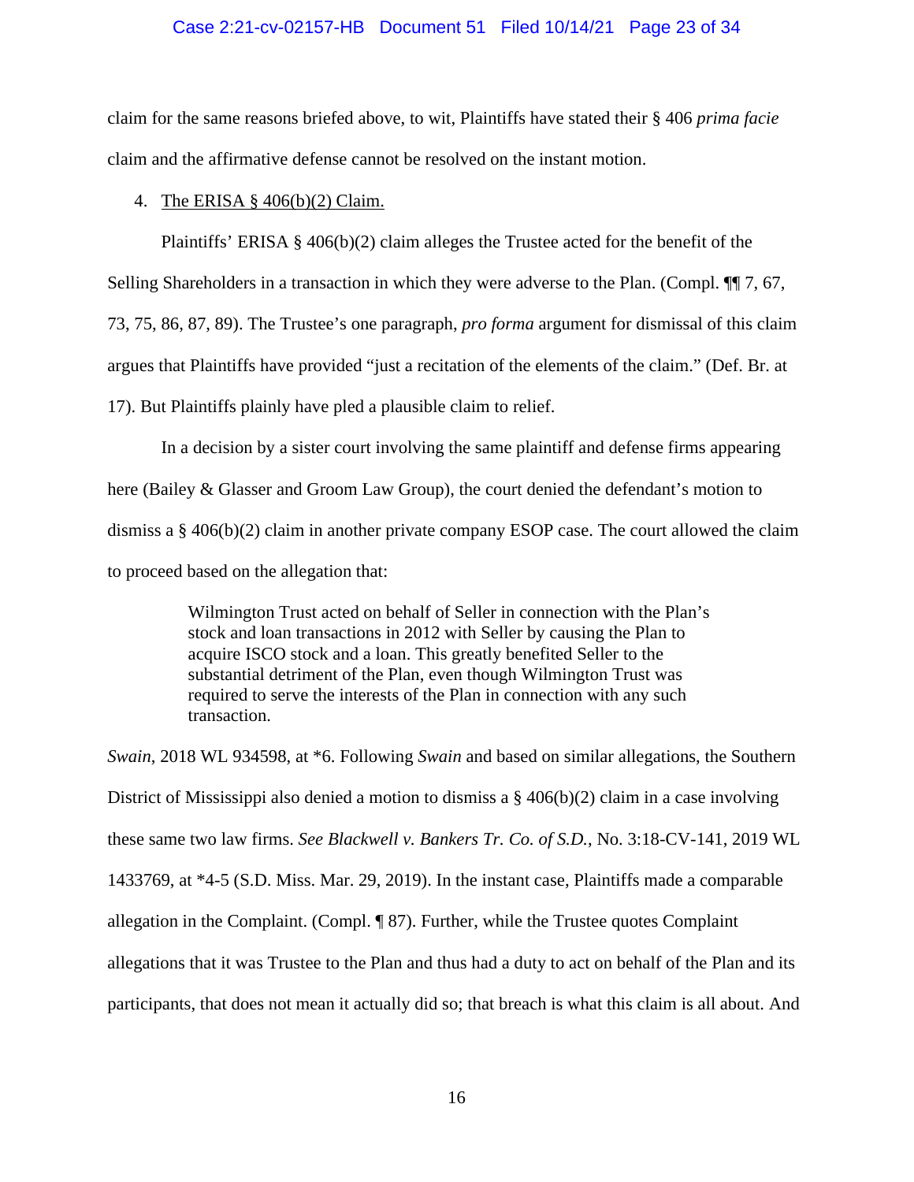claim for the same reasons briefed above, to wit, Plaintiffs have stated their § 406 *prima facie* claim and the affirmative defense cannot be resolved on the instant motion.

4. The ERISA § 406(b)(2) Claim.

Plaintiffs' ERISA § 406(b)(2) claim alleges the Trustee acted for the benefit of the Selling Shareholders in a transaction in which they were adverse to the Plan. (Compl. ¶¶ 7, 67, 73, 75, 86, 87, 89). The Trustee's one paragraph, *pro forma* argument for dismissal of this claim argues that Plaintiffs have provided "just a recitation of the elements of the claim." (Def. Br. at 17). But Plaintiffs plainly have pled a plausible claim to relief.

In a decision by a sister court involving the same plaintiff and defense firms appearing here (Bailey & Glasser and Groom Law Group), the court denied the defendant's motion to dismiss a § 406(b)(2) claim in another private company ESOP case. The court allowed the claim to proceed based on the allegation that:

> Wilmington Trust acted on behalf of Seller in connection with the Plan's stock and loan transactions in 2012 with Seller by causing the Plan to acquire ISCO stock and a loan. This greatly benefited Seller to the substantial detriment of the Plan, even though Wilmington Trust was required to serve the interests of the Plan in connection with any such transaction.

*Swain*, 2018 WL 934598, at *6. Following *Swain* and based on similar allegations, the Southern District of Mississippi also denied a motion to dismiss a § 406(b)(2) claim in a case involving these same two law firms. *See Blackwell v. Bankers Tr. Co. of S.D.*, No. 3:18-CV-141, 2019 WL 1433769, at *4-5 (S.D. Miss. Mar. 29, 2019). In the instant case, Plaintiffs made a comparable allegation in the Complaint. (Compl. ¶ 87). Further, while the Trustee quotes Complaint allegations that it was Trustee to the Plan and thus had a duty to act on behalf of the Plan and its participants, that does not mean it actually did so; that breach is what this claim is all about. And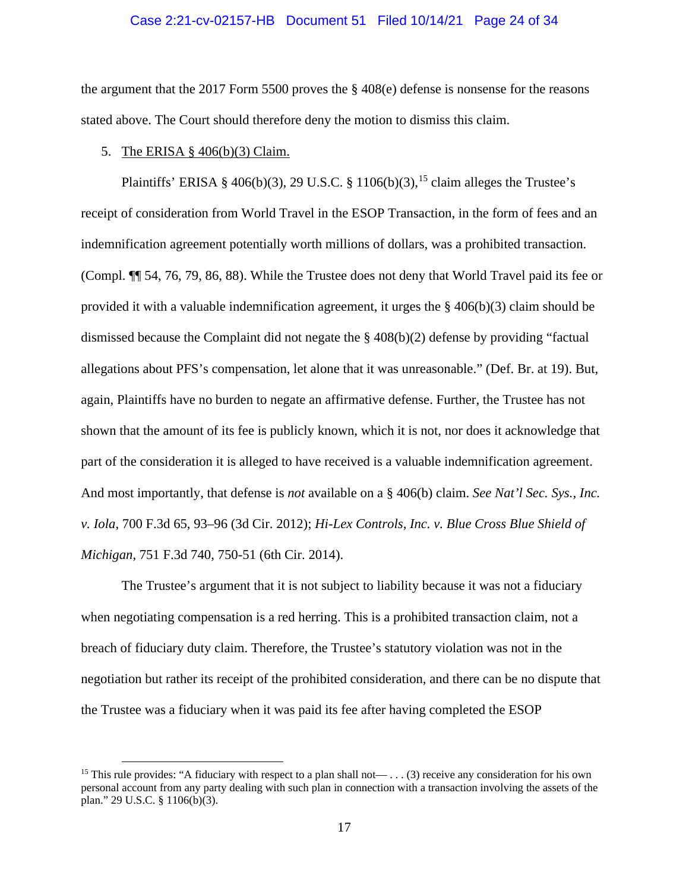the argument that the 2017 Form 5500 proves the § 408(e) defense is nonsense for the reasons stated above. The Court should therefore deny the motion to dismiss this claim.

5. The ERISA § 406(b)(3) Claim.

Plaintiffs' ERISA § 406(b)(3), 29 U.S.C. § 1106(b)(3),[15] claim alleges the Trustee's receipt of consideration from World Travel in the ESOP Transaction, in the form of fees and an indemnification agreement potentially worth millions of dollars, was a prohibited transaction. (Compl. ¶¶ 54, 76, 79, 86, 88). While the Trustee does not deny that World Travel paid its fee or provided it with a valuable indemnification agreement, it urges the § 406(b)(3) claim should be dismissed because the Complaint did not negate the § 408(b)(2) defense by providing "factual allegations about PFS's compensation, let alone that it was unreasonable." (Def. Br. at 19). But, again, Plaintiffs have no burden to negate an affirmative defense. Further, the Trustee has not shown that the amount of its fee is publicly known, which it is not, nor does it acknowledge that part of the consideration it is alleged to have received is a valuable indemnification agreement. And most importantly, that defense is *not* available on a § 406(b) claim. *See Nat'l Sec. Sys., Inc. v. Iola*, 700 F.3d 65, 93–96 (3d Cir. 2012); *Hi-Lex Controls, Inc. v. Blue Cross Blue Shield of Michigan*, 751 F.3d 740, 750-51 (6th Cir. 2014).

The Trustee's argument that it is not subject to liability because it was not a fiduciary when negotiating compensation is a red herring. This is a prohibited transaction claim, not a breach of fiduciary duty claim. Therefore, the Trustee's statutory violation was not in the negotiation but rather its receipt of the prohibited consideration, and there can be no dispute that the Trustee was a fiduciary when it was paid its fee after having completed the ESOP

[15] This rule provides: "A fiduciary with respect to a plan shall not— . . . (3) receive any consideration for his own personal account from any party dealing with such plan in connection with a transaction involving the assets of the plan." 29 U.S.C. § 1106(b)(3).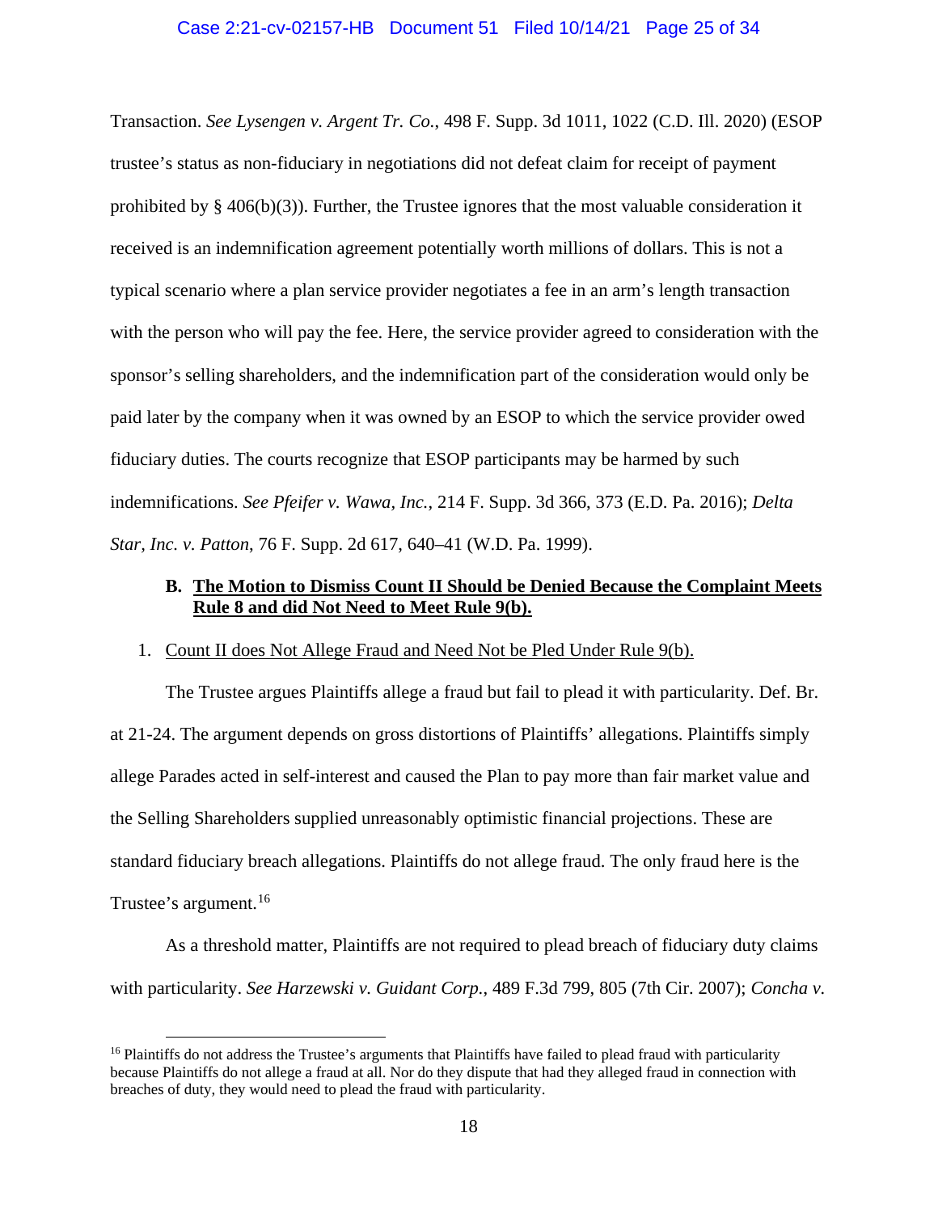Transaction. *See Lysengen v. Argent Tr. Co.*, 498 F. Supp. 3d 1011, 1022 (C.D. Ill. 2020) (ESOP trustee's status as non-fiduciary in negotiations did not defeat claim for receipt of payment prohibited by § 406(b)(3)). Further, the Trustee ignores that the most valuable consideration it received is an indemnification agreement potentially worth millions of dollars. This is not a typical scenario where a plan service provider negotiates a fee in an arm's length transaction with the person who will pay the fee. Here, the service provider agreed to consideration with the sponsor's selling shareholders, and the indemnification part of the consideration would only be paid later by the company when it was owned by an ESOP to which the service provider owed fiduciary duties. The courts recognize that ESOP participants may be harmed by such indemnifications. *See Pfeifer v. Wawa, Inc.*, 214 F. Supp. 3d 366, 373 (E.D. Pa. 2016); *Delta Star, Inc. v. Patton*, 76 F. Supp. 2d 617, 640–41 (W.D. Pa. 1999).

### B. The Motion to Dismiss Count II Should be Denied Because the Complaint Meets Rule 8 and did Not Need to Meet Rule 9(b).

1. Count II does Not Allege Fraud and Need Not be Pled Under Rule 9(b).

The Trustee argues Plaintiffs allege a fraud but fail to plead it with particularity. Def. Br. at 21-24. The argument depends on gross distortions of Plaintiffs' allegations. Plaintiffs simply allege Parades acted in self-interest and caused the Plan to pay more than fair market value and the Selling Shareholders supplied unreasonably optimistic financial projections. These are standard fiduciary breach allegations. Plaintiffs do not allege fraud. The only fraud here is the Trustee's argument.[16]

As a threshold matter, Plaintiffs are not required to plead breach of fiduciary duty claims with particularity. *See Harzewski v. Guidant Corp.*, 489 F.3d 799, 805 (7th Cir. 2007); *Concha v.*

---

[16] Plaintiffs do not address the Trustee's arguments that Plaintiffs have failed to plead fraud with particularity because Plaintiffs do not allege a fraud at all. Nor do they dispute that had they alleged fraud in connection with breaches of duty, they would need to plead the fraud with particularity.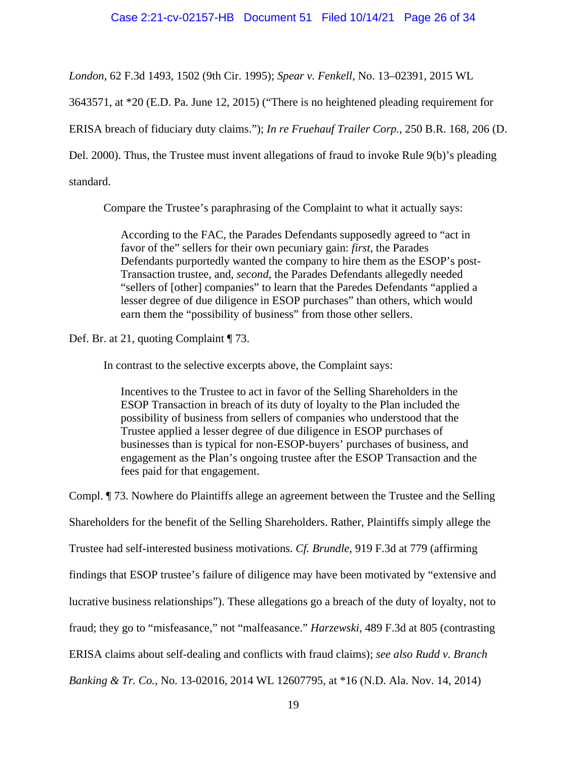*London*, 62 F.3d 1493, 1502 (9th Cir. 1995); *Spear v. Fenkell*, No. 13–02391, 2015 WL 3643571, at *20 (E.D. Pa. June 12, 2015) ("There is no heightened pleading requirement for ERISA breach of fiduciary duty claims."); *In re Fruehauf Trailer Corp.*, 250 B.R. 168, 206 (D. Del. 2000). Thus, the Trustee must invent allegations of fraud to invoke Rule 9(b)'s pleading standard.

Compare the Trustee's paraphrasing of the Complaint to what it actually says:

> According to the FAC, the Parades Defendants supposedly agreed to "act in favor of the" sellers for their own pecuniary gain: *first*, the Parades Defendants purportedly wanted the company to hire them as the ESOP's post-Transaction trustee, and, *second*, the Parades Defendants allegedly needed "sellers of [other] companies" to learn that the Paredes Defendants "applied a lesser degree of due diligence in ESOP purchases" than others, which would earn them the "possibility of business" from those other sellers.

Def. Br. at 21, quoting Complaint ¶ 73.

In contrast to the selective excerpts above, the Complaint says:

> Incentives to the Trustee to act in favor of the Selling Shareholders in the ESOP Transaction in breach of its duty of loyalty to the Plan included the possibility of business from sellers of companies who understood that the Trustee applied a lesser degree of due diligence in ESOP purchases of businesses than is typical for non-ESOP-buyers' purchases of business, and engagement as the Plan's ongoing trustee after the ESOP Transaction and the fees paid for that engagement.

Compl. ¶ 73. Nowhere do Plaintiffs allege an agreement between the Trustee and the Selling Shareholders for the benefit of the Selling Shareholders. Rather, Plaintiffs simply allege the Trustee had self-interested business motivations. *Cf. Brundle*, 919 F.3d at 779 (affirming findings that ESOP trustee's failure of diligence may have been motivated by "extensive and lucrative business relationships"). These allegations go a breach of the duty of loyalty, not to fraud; they go to "misfeasance," not "malfeasance." *Harzewski*, 489 F.3d at 805 (contrasting ERISA claims about self-dealing and conflicts with fraud claims); *see also Rudd v. Branch Banking & Tr. Co.*, No. 13-02016, 2014 WL 12607795, at *16 (N.D. Ala. Nov. 14, 2014)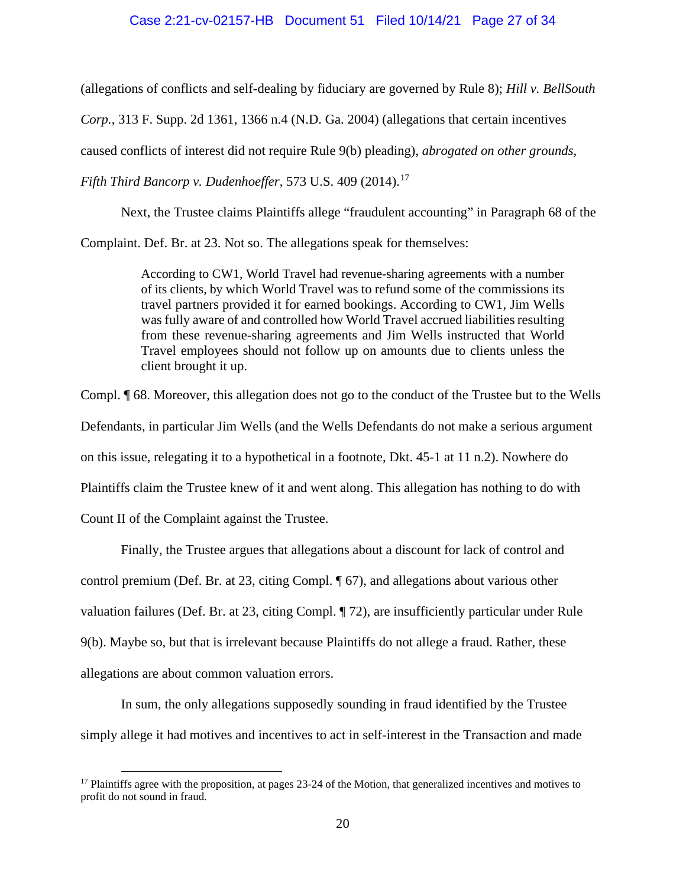(allegations of conflicts and self-dealing by fiduciary are governed by Rule 8); *Hill v. BellSouth Corp.*, 313 F. Supp. 2d 1361, 1366 n.4 (N.D. Ga. 2004) (allegations that certain incentives caused conflicts of interest did not require Rule 9(b) pleading), *abrogated on other grounds*, *Fifth Third Bancorp v. Dudenhoeffer*, 573 U.S. 409 (2014).[17]

Next, the Trustee claims Plaintiffs allege "fraudulent accounting" in Paragraph 68 of the Complaint. Def. Br. at 23. Not so. The allegations speak for themselves:

> According to CW1, World Travel had revenue-sharing agreements with a number of its clients, by which World Travel was to refund some of the commissions its travel partners provided it for earned bookings. According to CW1, Jim Wells was fully aware of and controlled how World Travel accrued liabilities resulting from these revenue-sharing agreements and Jim Wells instructed that World Travel employees should not follow up on amounts due to clients unless the client brought it up.

Compl. ¶ 68. Moreover, this allegation does not go to the conduct of the Trustee but to the Wells Defendants, in particular Jim Wells (and the Wells Defendants do not make a serious argument on this issue, relegating it to a hypothetical in a footnote, Dkt. 45-1 at 11 n.2). Nowhere do Plaintiffs claim the Trustee knew of it and went along. This allegation has nothing to do with Count II of the Complaint against the Trustee.

Finally, the Trustee argues that allegations about a discount for lack of control and control premium (Def. Br. at 23, citing Compl. ¶ 67), and allegations about various other valuation failures (Def. Br. at 23, citing Compl. ¶ 72), are insufficiently particular under Rule 9(b). Maybe so, but that is irrelevant because Plaintiffs do not allege a fraud. Rather, these allegations are about common valuation errors.

In sum, the only allegations supposedly sounding in fraud identified by the Trustee simply allege it had motives and incentives to act in self-interest in the Transaction and made

---

[17] Plaintiffs agree with the proposition, at pages 23-24 of the Motion, that generalized incentives and motives to profit do not sound in fraud.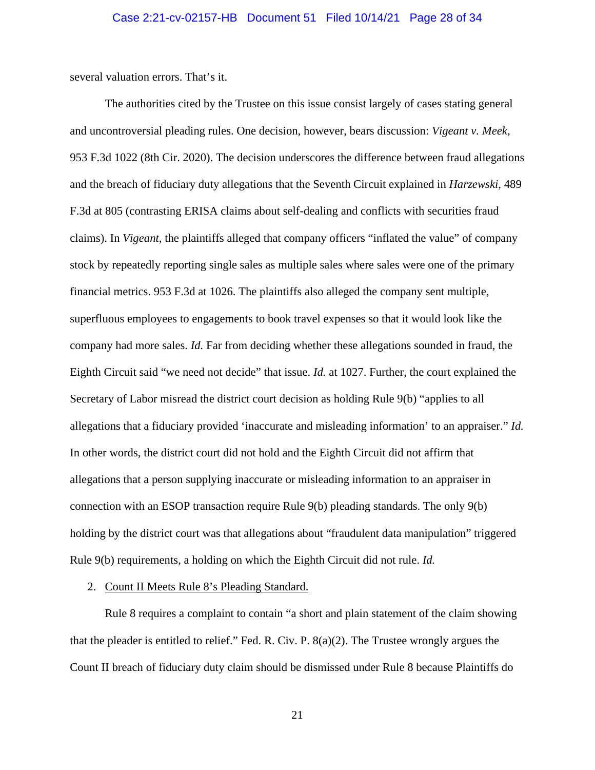several valuation errors. That's it.

The authorities cited by the Trustee on this issue consist largely of cases stating general and uncontroversial pleading rules. One decision, however, bears discussion: *Vigeant v. Meek*, 953 F.3d 1022 (8th Cir. 2020). The decision underscores the difference between fraud allegations and the breach of fiduciary duty allegations that the Seventh Circuit explained in *Harzewski*, 489 F.3d at 805 (contrasting ERISA claims about self-dealing and conflicts with securities fraud claims). In *Vigeant*, the plaintiffs alleged that company officers "inflated the value" of company stock by repeatedly reporting single sales as multiple sales where sales were one of the primary financial metrics. 953 F.3d at 1026. The plaintiffs also alleged the company sent multiple, superfluous employees to engagements to book travel expenses so that it would look like the company had more sales. *Id.* Far from deciding whether these allegations sounded in fraud, the Eighth Circuit said "we need not decide" that issue. *Id.* at 1027. Further, the court explained the Secretary of Labor misread the district court decision as holding Rule 9(b) "applies to all allegations that a fiduciary provided 'inaccurate and misleading information' to an appraiser." *Id.* In other words, the district court did not hold and the Eighth Circuit did not affirm that allegations that a person supplying inaccurate or misleading information to an appraiser in connection with an ESOP transaction require Rule 9(b) pleading standards. The only 9(b) holding by the district court was that allegations about "fraudulent data manipulation" triggered Rule 9(b) requirements, a holding on which the Eighth Circuit did not rule. *Id.*

2. Count II Meets Rule 8's Pleading Standard.

Rule 8 requires a complaint to contain "a short and plain statement of the claim showing that the pleader is entitled to relief." Fed. R. Civ. P. 8(a)(2). The Trustee wrongly argues the Count II breach of fiduciary duty claim should be dismissed under Rule 8 because Plaintiffs do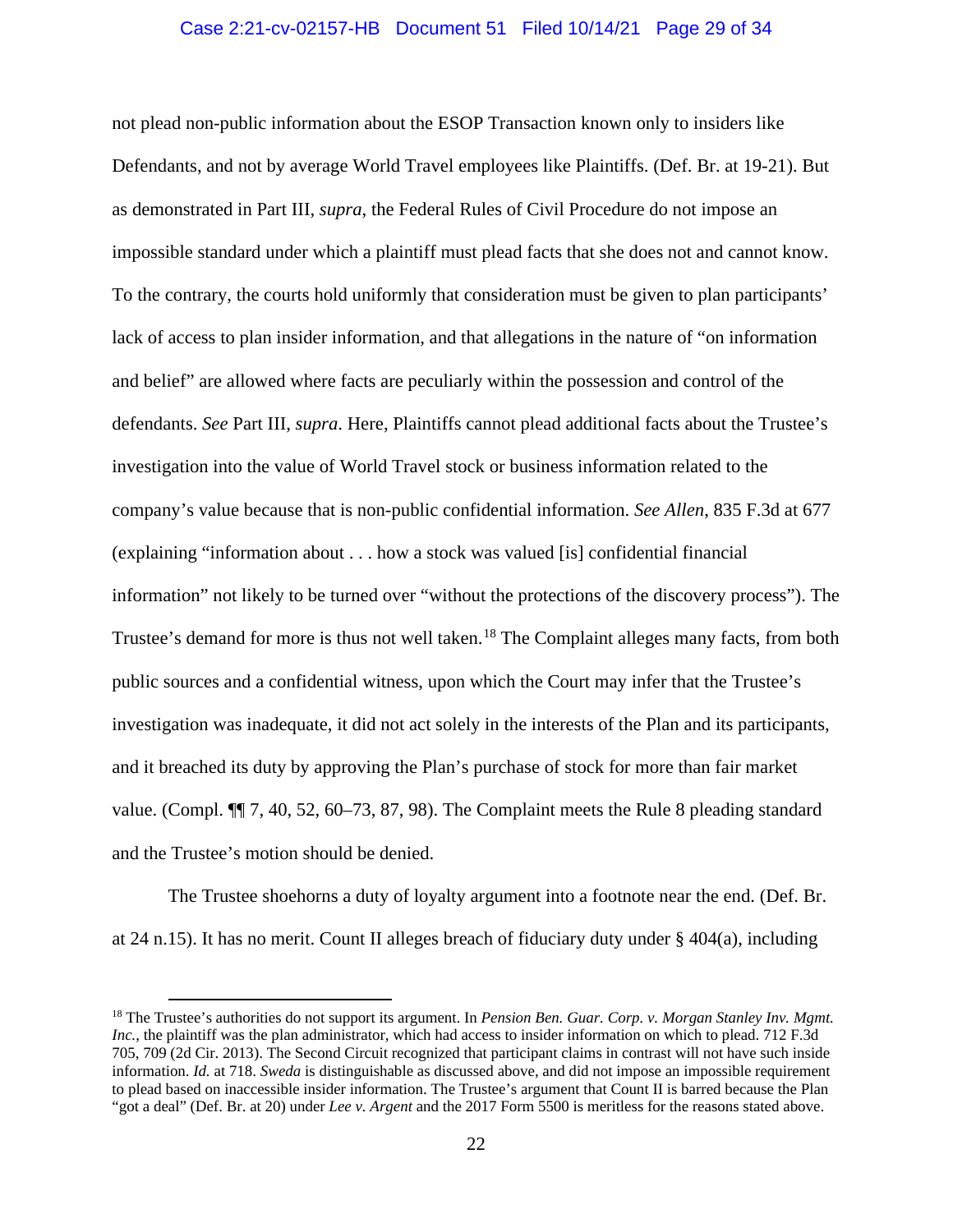not plead non-public information about the ESOP Transaction known only to insiders like Defendants, and not by average World Travel employees like Plaintiffs. (Def. Br. at 19-21). But as demonstrated in Part III, *supra*, the Federal Rules of Civil Procedure do not impose an impossible standard under which a plaintiff must plead facts that she does not and cannot know. To the contrary, the courts hold uniformly that consideration must be given to plan participants' lack of access to plan insider information, and that allegations in the nature of "on information and belief" are allowed where facts are peculiarly within the possession and control of the defendants. *See* Part III, *supra*. Here, Plaintiffs cannot plead additional facts about the Trustee's investigation into the value of World Travel stock or business information related to the company's value because that is non-public confidential information. *See Allen*, 835 F.3d at 677 (explaining "information about . . . how a stock was valued [is] confidential financial information" not likely to be turned over "without the protections of the discovery process"). The Trustee's demand for more is thus not well taken.[18] The Complaint alleges many facts, from both public sources and a confidential witness, upon which the Court may infer that the Trustee's investigation was inadequate, it did not act solely in the interests of the Plan and its participants, and it breached its duty by approving the Plan's purchase of stock for more than fair market value. (Compl. ¶¶ 7, 40, 52, 60–73, 87, 98). The Complaint meets the Rule 8 pleading standard and the Trustee's motion should be denied.

The Trustee shoehorns a duty of loyalty argument into a footnote near the end. (Def. Br. at 24 n.15). It has no merit. Count II alleges breach of fiduciary duty under § 404(a), including

[18] The Trustee's authorities do not support its argument. In *Pension Ben. Guar. Corp. v. Morgan Stanley Inv. Mgmt. Inc.*, the plaintiff was the plan administrator, which had access to insider information on which to plead. 712 F.3d 705, 709 (2d Cir. 2013). The Second Circuit recognized that participant claims in contrast will not have such inside information. *Id.* at 718. *Sweda* is distinguishable as discussed above, and did not impose an impossible requirement to plead based on inaccessible insider information. The Trustee's argument that Count II is barred because the Plan "got a deal" (Def. Br. at 20) under *Lee v. Argent* and the 2017 Form 5500 is meritless for the reasons stated above.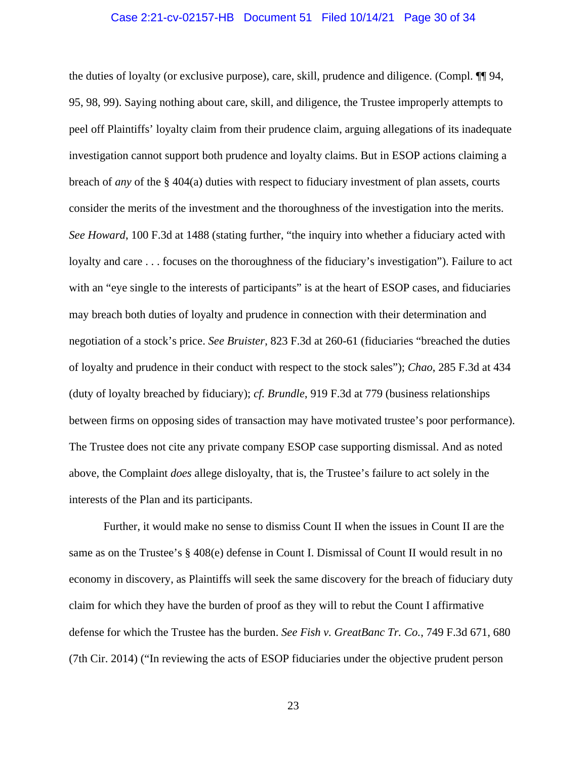the duties of loyalty (or exclusive purpose), care, skill, prudence and diligence. (Compl. ¶¶ 94, 95, 98, 99). Saying nothing about care, skill, and diligence, the Trustee improperly attempts to peel off Plaintiffs' loyalty claim from their prudence claim, arguing allegations of its inadequate investigation cannot support both prudence and loyalty claims. But in ESOP actions claiming a breach of *any* of the § 404(a) duties with respect to fiduciary investment of plan assets, courts consider the merits of the investment and the thoroughness of the investigation into the merits. *See Howard*, 100 F.3d at 1488 (stating further, "the inquiry into whether a fiduciary acted with loyalty and care . . . focuses on the thoroughness of the fiduciary's investigation"). Failure to act with an "eye single to the interests of participants" is at the heart of ESOP cases, and fiduciaries may breach both duties of loyalty and prudence in connection with their determination and negotiation of a stock's price. *See Bruister*, 823 F.3d at 260-61 (fiduciaries "breached the duties of loyalty and prudence in their conduct with respect to the stock sales"); *Chao*, 285 F.3d at 434 (duty of loyalty breached by fiduciary); *cf. Brundle*, 919 F.3d at 779 (business relationships between firms on opposing sides of transaction may have motivated trustee's poor performance). The Trustee does not cite any private company ESOP case supporting dismissal. And as noted above, the Complaint *does* allege disloyalty, that is, the Trustee's failure to act solely in the interests of the Plan and its participants.

Further, it would make no sense to dismiss Count II when the issues in Count II are the same as on the Trustee's § 408(e) defense in Count I. Dismissal of Count II would result in no economy in discovery, as Plaintiffs will seek the same discovery for the breach of fiduciary duty claim for which they have the burden of proof as they will to rebut the Count I affirmative defense for which the Trustee has the burden. *See Fish v. GreatBanc Tr. Co.*, 749 F.3d 671, 680 (7th Cir. 2014) ("In reviewing the acts of ESOP fiduciaries under the objective prudent person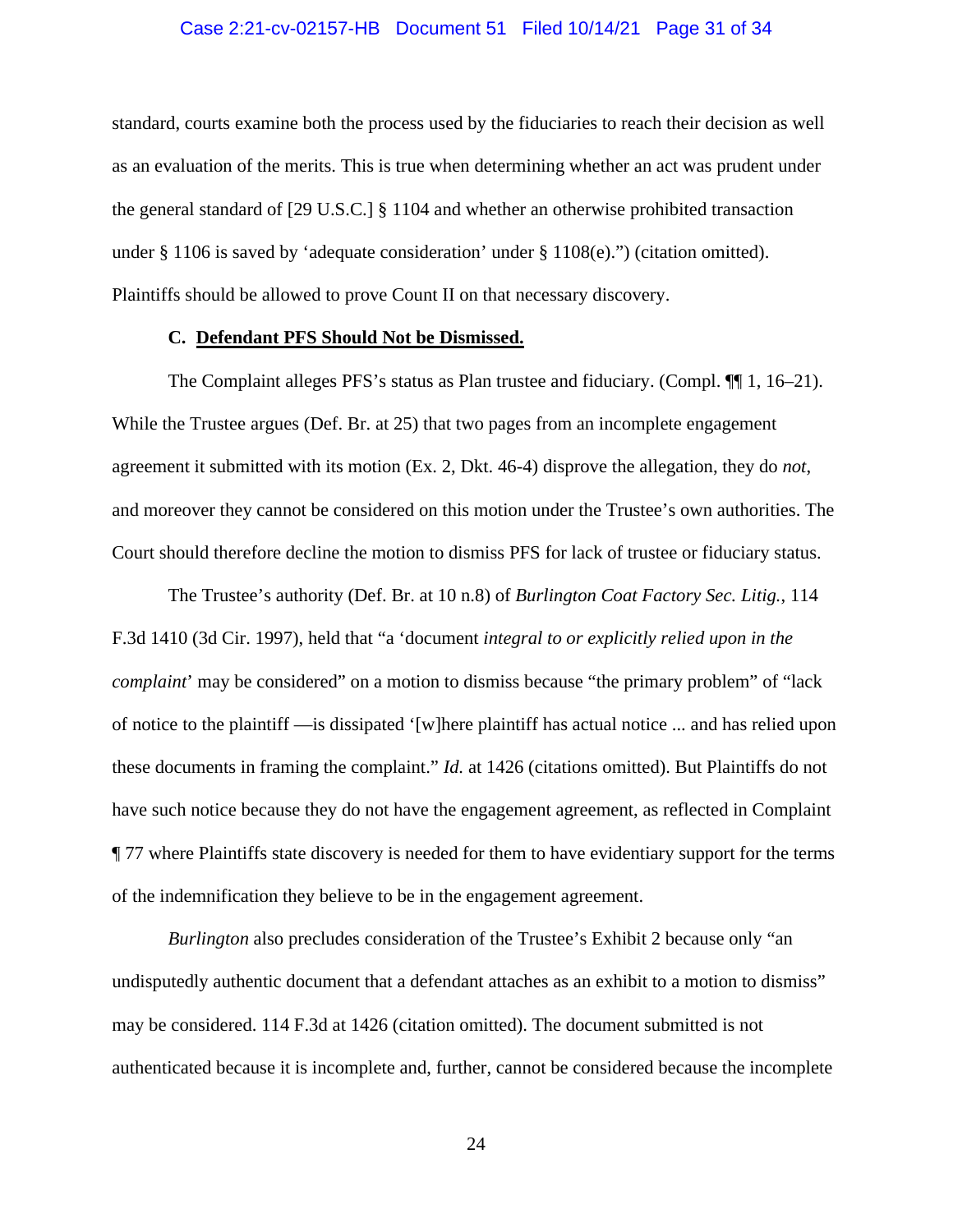standard, courts examine both the process used by the fiduciaries to reach their decision as well as an evaluation of the merits. This is true when determining whether an act was prudent under the general standard of [29 U.S.C.] § 1104 and whether an otherwise prohibited transaction under § 1106 is saved by 'adequate consideration' under § 1108(e).") (citation omitted). Plaintiffs should be allowed to prove Count II on that necessary discovery.

**C. Defendant PFS Should Not be Dismissed.**

The Complaint alleges PFS's status as Plan trustee and fiduciary. (Compl. ¶¶ 1, 16–21). While the Trustee argues (Def. Br. at 25) that two pages from an incomplete engagement agreement it submitted with its motion (Ex. 2, Dkt. 46-4) disprove the allegation, they do *not*, and moreover they cannot be considered on this motion under the Trustee's own authorities. The Court should therefore decline the motion to dismiss PFS for lack of trustee or fiduciary status.

The Trustee's authority (Def. Br. at 10 n.8) of *Burlington Coat Factory Sec. Litig.*, 114 F.3d 1410 (3d Cir. 1997), held that "a 'document *integral to or explicitly relied upon in the complaint*' may be considered" on a motion to dismiss because "the primary problem" of "lack of notice to the plaintiff —is dissipated '[w]here plaintiff has actual notice ... and has relied upon these documents in framing the complaint." *Id.* at 1426 (citations omitted). But Plaintiffs do not have such notice because they do not have the engagement agreement, as reflected in Complaint ¶ 77 where Plaintiffs state discovery is needed for them to have evidentiary support for the terms of the indemnification they believe to be in the engagement agreement.

*Burlington* also precludes consideration of the Trustee's Exhibit 2 because only "an undisputedly authentic document that a defendant attaches as an exhibit to a motion to dismiss" may be considered. 114 F.3d at 1426 (citation omitted). The document submitted is not authenticated because it is incomplete and, further, cannot be considered because the incomplete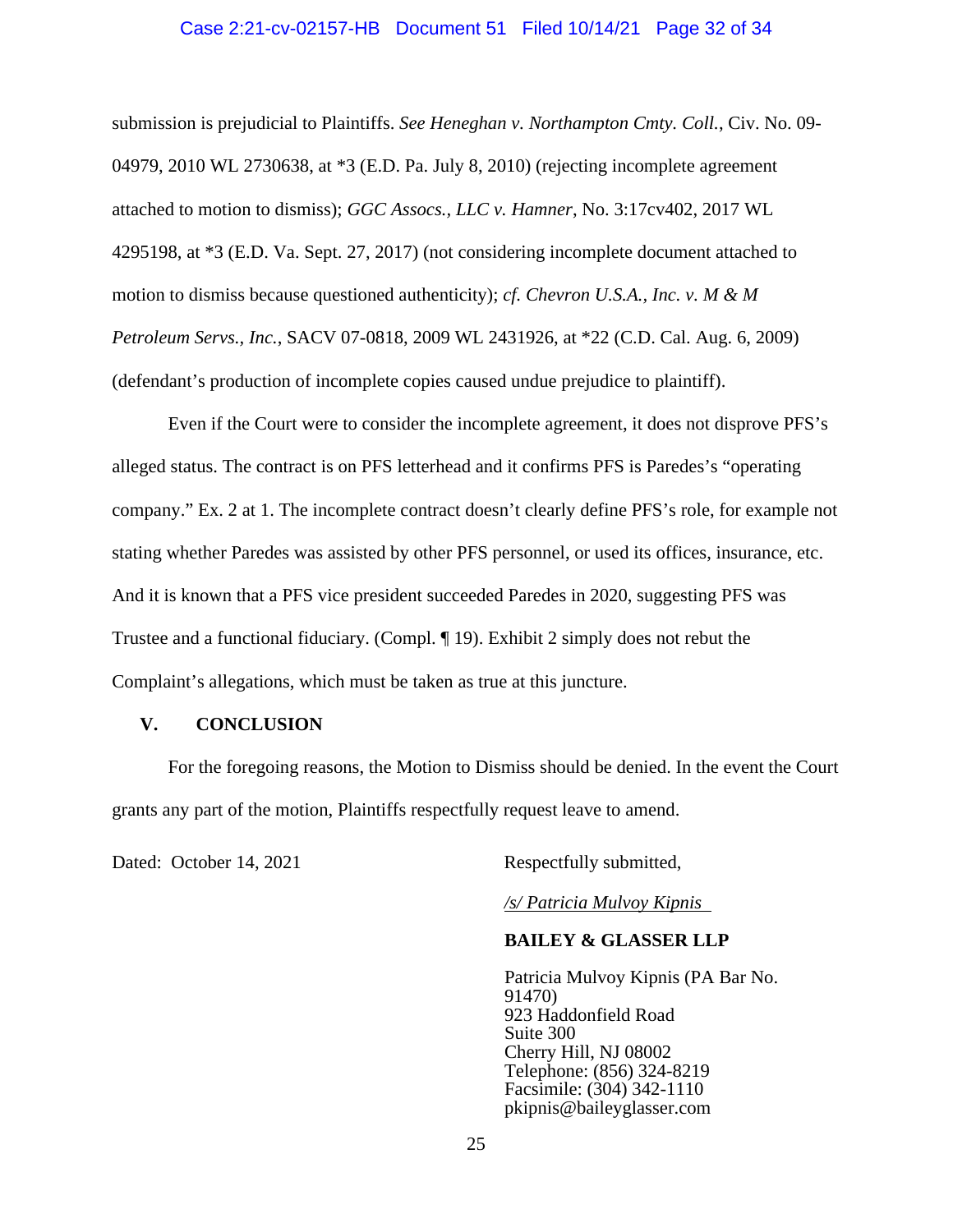submission is prejudicial to Plaintiffs. *See Heneghan v. Northampton Cmty. Coll.*, Civ. No. 09-04979, 2010 WL 2730638, at *3 (E.D. Pa. July 8, 2010) (rejecting incomplete agreement attached to motion to dismiss); *GGC Assocs., LLC v. Hamner*, No. 3:17cv402, 2017 WL 4295198, at *3 (E.D. Va. Sept. 27, 2017) (not considering incomplete document attached to motion to dismiss because questioned authenticity); *cf. Chevron U.S.A., Inc. v. M & M Petroleum Servs., Inc.*, SACV 07-0818, 2009 WL 2431926, at *22 (C.D. Cal. Aug. 6, 2009) (defendant's production of incomplete copies caused undue prejudice to plaintiff).

Even if the Court were to consider the incomplete agreement, it does not disprove PFS's alleged status. The contract is on PFS letterhead and it confirms PFS is Paredes's "operating company." Ex. 2 at 1. The incomplete contract doesn't clearly define PFS's role, for example not stating whether Paredes was assisted by other PFS personnel, or used its offices, insurance, etc. And it is known that a PFS vice president succeeded Paredes in 2020, suggesting PFS was Trustee and a functional fiduciary. (Compl. ¶ 19). Exhibit 2 simply does not rebut the Complaint's allegations, which must be taken as true at this juncture.

## V. CONCLUSION

For the foregoing reasons, the Motion to Dismiss should be denied. In the event the Court grants any part of the motion, Plaintiffs respectfully request leave to amend.

Dated: October 14, 2021

Respectfully submitted,

*/s/ Patricia Mulvoy Kipnis*

**BAILEY & GLASSER LLP**

Patricia Mulvoy Kipnis (PA Bar No. 91470)
923 Haddonfield Road
Suite 300
Cherry Hill, NJ 08002
Telephone: (856) 324-8219
Facsimile: (304) 342-1110
pkipnis@baileyglasser.com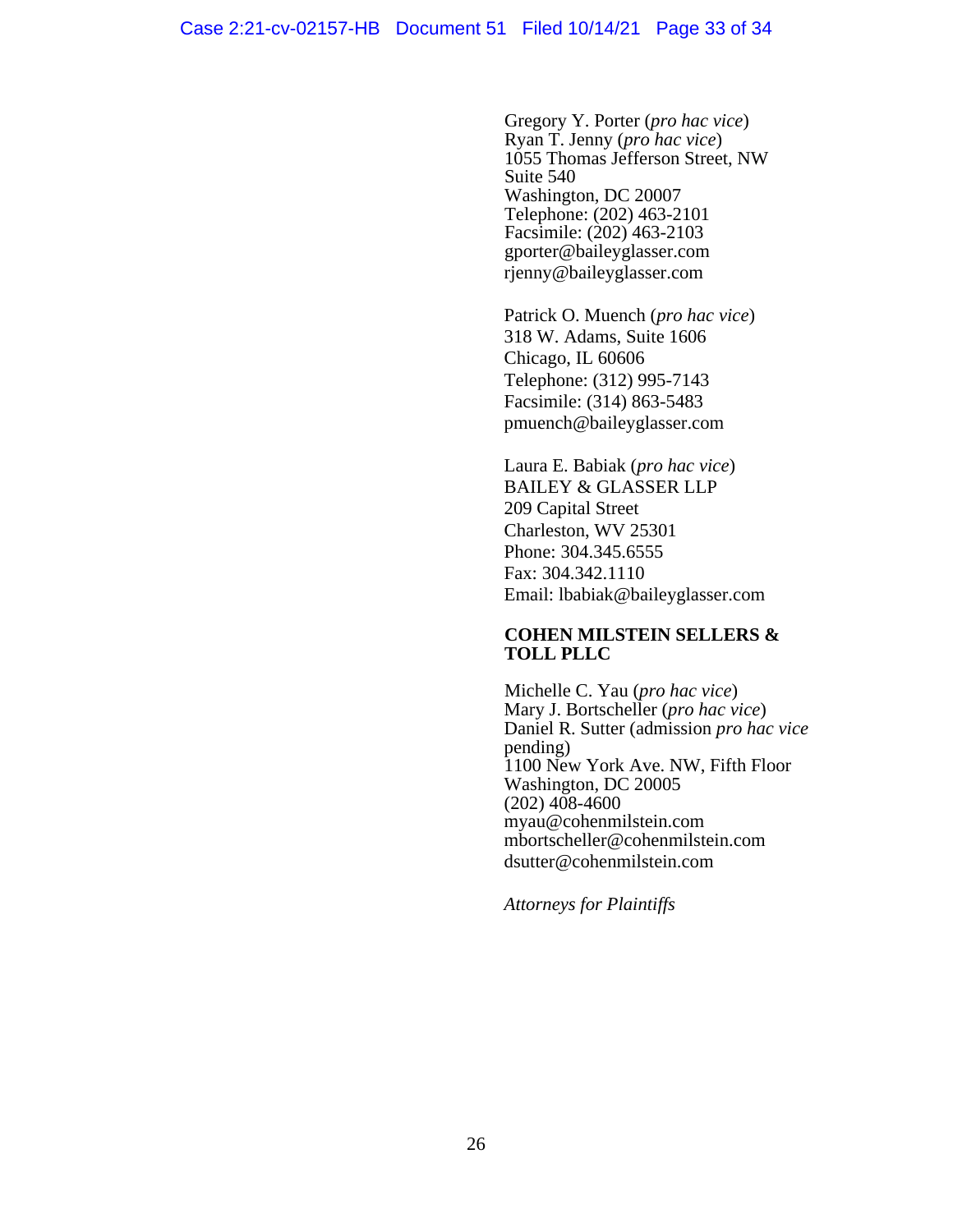Gregory Y. Porter (*pro hac vice*)
Ryan T. Jenny (*pro hac vice*)
1055 Thomas Jefferson Street, NW
Suite 540
Washington, DC 20007
Telephone: (202) 463-2101
Facsimile: (202) 463-2103
gporter@baileyglasser.com
rjenny@baileyglasser.com

Patrick O. Muench (*pro hac vice*)
318 W. Adams, Suite 1606
Chicago, IL 60606
Telephone: (312) 995-7143
Facsimile: (314) 863-5483
pmuench@baileyglasser.com

Laura E. Babiak (*pro hac vice*)
BAILEY & GLASSER LLP
209 Capital Street
Charleston, WV 25301
Phone: 304.345.6555
Fax: 304.342.1110
Email: lbabiak@baileyglasser.com

**COHEN MILSTEIN SELLERS & TOLL PLLC**

Michelle C. Yau (*pro hac vice*)
Mary J. Bortscheller (*pro hac vice*)
Daniel R. Sutter (admission *pro hac vice* pending)
1100 New York Ave. NW, Fifth Floor
Washington, DC 20005
(202) 408-4600
myau@cohenmilstein.com
mbortscheller@cohenmilstein.com
dsutter@cohenmilstein.com

*Attorneys for Plaintiffs*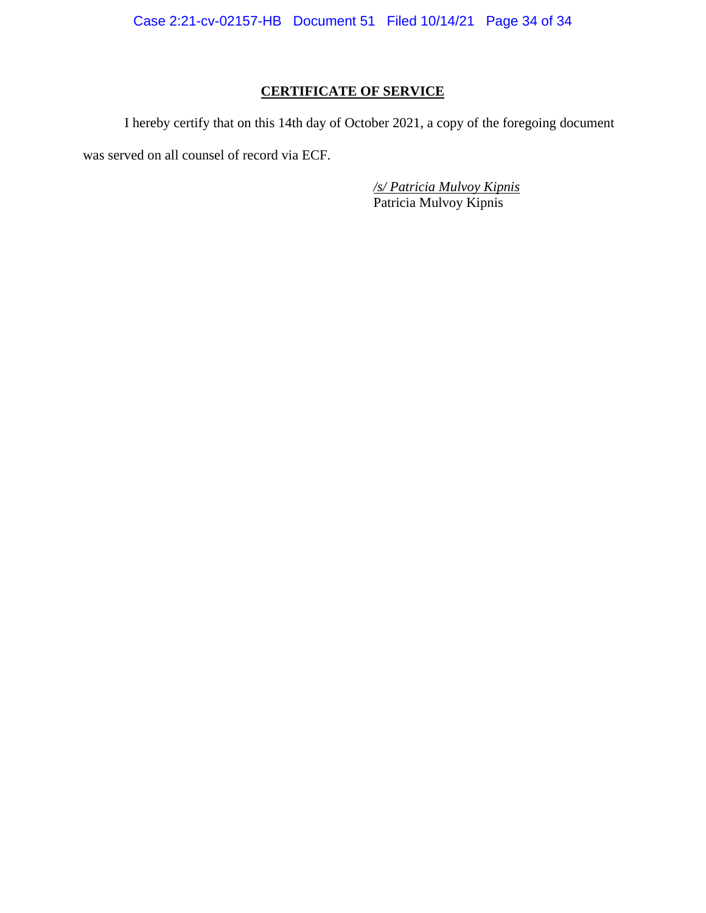**CERTIFICATE OF SERVICE**

I hereby certify that on this 14th day of October 2021, a copy of the foregoing document was served on all counsel of record via ECF.

*/s/ Patricia Mulvoy Kipnis*
Patricia Mulvoy Kipnis